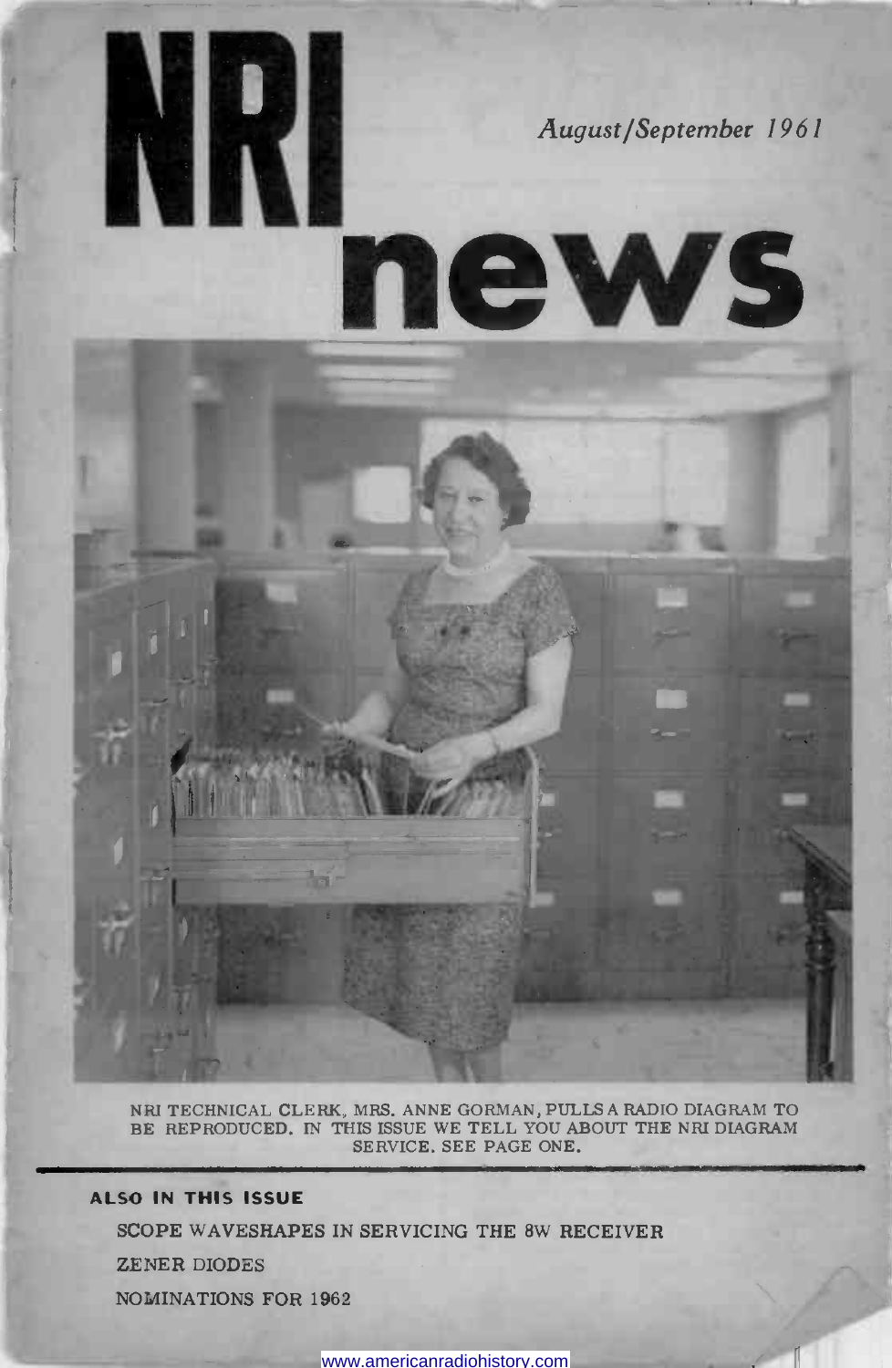# NRI news

*August/September 1961*

NRI TECHNICAL CLERK, MRS. ANNE GORMAN, PULLS A RADIO DIAGRAM TO BE REPRODUCED. IN THIS ISSUE WE TELL YOU ABOUT THE NRI DIAGRAM SERVICE. SEE PAGE ONE.

**ALSO IN THIS ISSUE**

SCOPE WAVESHAPES IN SERVICING THE 8W RECEIVER

ZENER DIODES

NOMINATIONS FOR 1962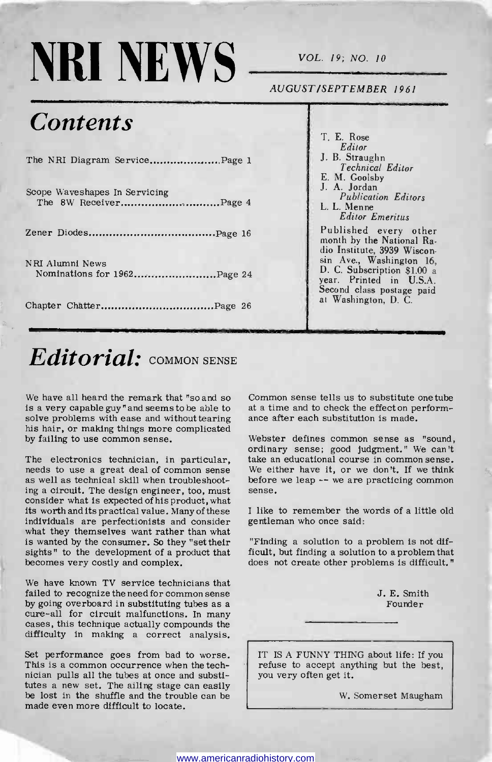# NRI NEWS

VOL. 19; NO. 10

AUGUST/SEPTEMBER 1961

## Contents

The NRI Diagram Service.....................Page 1

Scope Waveshapes In Servicing The 8W Receiver.............................Page 4

Zener Diodes.....................................Page 16

NRI Alumni News Nominations for 1962.......................Page 24

Chapter Chatter.................................Page 26

T. E. Rose
*Editor*
J. B. Straughn
*Technical Editor*
E. M. Goolsby
J. A. Jordan
*Publication Editors*
L. L. Menne
*Editor Emeritus*

Published every other month by the National Radio Institute, 3939 Wisconsin Ave., Washington 16, D. C. Subscription $1.00 a year. Printed in U.S.A. Second class postage paid at Washington, D. C.

## *Editorial:* COMMON SENSE

We have all heard the remark that "so and so is a very capable guy" and seems to be able to solve problems with ease and without tearing his hair, or making things more complicated by failing to use common sense.

The electronics technician, in particular, needs to use a great deal of common sense as well as technical skill when troubleshooting a circuit. The design engineer, too, must consider what is expected of his product, what its worth and its practical value. Many of these individuals are perfectionists and consider what they themselves want rather than what is wanted by the consumer. So they "set their sights" to the development of a product that becomes very costly and complex.

We have known TV service technicians that failed to recognize the need for common sense by going overboard in substituting tubes as a cure-all for circuit malfunctions. In many cases, this technique actually compounds the difficulty in making a correct analysis.

Set performance goes from bad to worse. This is a common occurrence when the technician pulls all the tubes at once and substitutes a new set. The ailing stage can easily be lost in the shuffle and the trouble can be made even more difficult to locate.

Common sense tells us to substitute one tube at a time and to check the effect on performance after each substitution is made.

Webster defines common sense as "sound, ordinary sense; good judgment." We can't take an educational course in common sense. We either have it, or we don't. If we think before we leap -- we are practicing common sense.

I like to remember the words of a little old gentleman who once said:

"Finding a solution to a problem is not difficult, but finding a solution to a problem that does not create other problems is difficult."

J. E. Smith
Founder

---

IT IS A FUNNY THING about life: If you refuse to accept anything but the best, you very often get it.

W. Somerset Maugham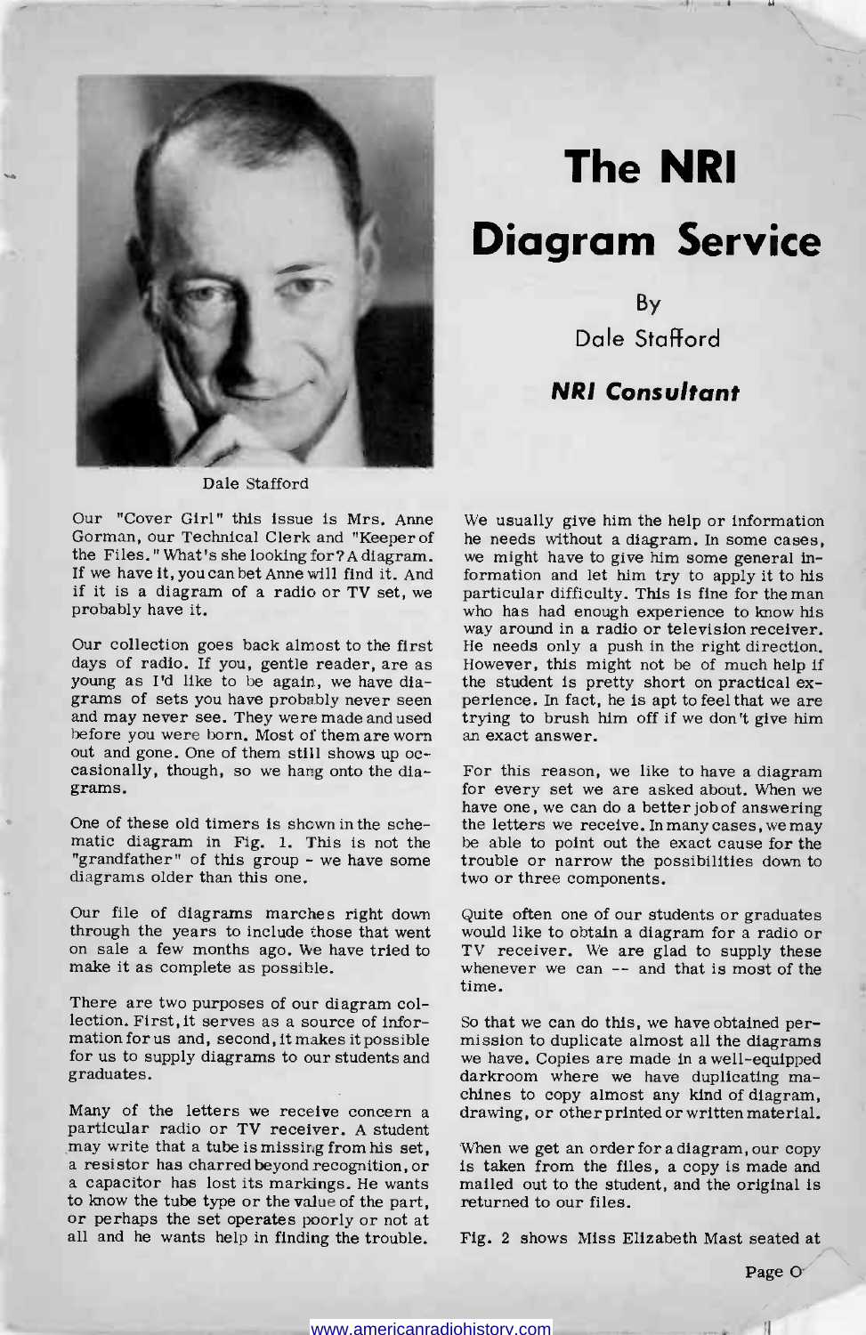# The NRI Diagram Service

By

Dale Stafford

***NRI Consultant***

Dale Stafford

Our "Cover Girl" this issue is Mrs. Anne Gorman, our Technical Clerk and "Keeper of the Files." What's she looking for? A diagram. If we have it, you can bet Anne will find it. And if it is a diagram of a radio or TV set, we probably have it.

Our collection goes back almost to the first days of radio. If you, gentle reader, are as young as I'd like to be again, we have diagrams of sets you have probably never seen and may never see. They were made and used before you were born. Most of them are worn out and gone. One of them still shows up occasionally, though, so we hang onto the diagrams.

One of these old timers is shown in the schematic diagram in Fig. 1. This is not the "grandfather" of this group - we have some diagrams older than this one.

Our file of diagrams marches right down through the years to include those that went on sale a few months ago. We have tried to make it as complete as possible.

There are two purposes of our diagram collection. First, it serves as a source of information for us and, second, it makes it possible for us to supply diagrams to our students and graduates.

Many of the letters we receive concern a particular radio or TV receiver. A student may write that a tube is missing from his set, a resistor has charred beyond recognition, or a capacitor has lost its markings. He wants to know the tube type or the value of the part, or perhaps the set operates poorly or not at all and he wants help in finding the trouble.

We usually give him the help or information he needs without a diagram. In some cases, we might have to give him some general information and let him try to apply it to his particular difficulty. This is fine for the man who has had enough experience to know his way around in a radio or television receiver. He needs only a push in the right direction. However, this might not be of much help if the student is pretty short on practical experience. In fact, he is apt to feel that we are trying to brush him off if we don't give him an exact answer.

For this reason, we like to have a diagram for every set we are asked about. When we have one, we can do a better job of answering the letters we receive. In many cases, we may be able to point out the exact cause for the trouble or narrow the possibilities down to two or three components.

Quite often one of our students or graduates would like to obtain a diagram for a radio or TV receiver. We are glad to supply these whenever we can -- and that is most of the time.

So that we can do this, we have obtained permission to duplicate almost all the diagrams we have. Copies are made in a well-equipped darkroom where we have duplicating machines to copy almost any kind of diagram, drawing, or other printed or written material.

When we get an order for a diagram, our copy is taken from the files, a copy is made and mailed out to the student, and the original is returned to our files.

Fig. 2 shows Miss Elizabeth Mast seated at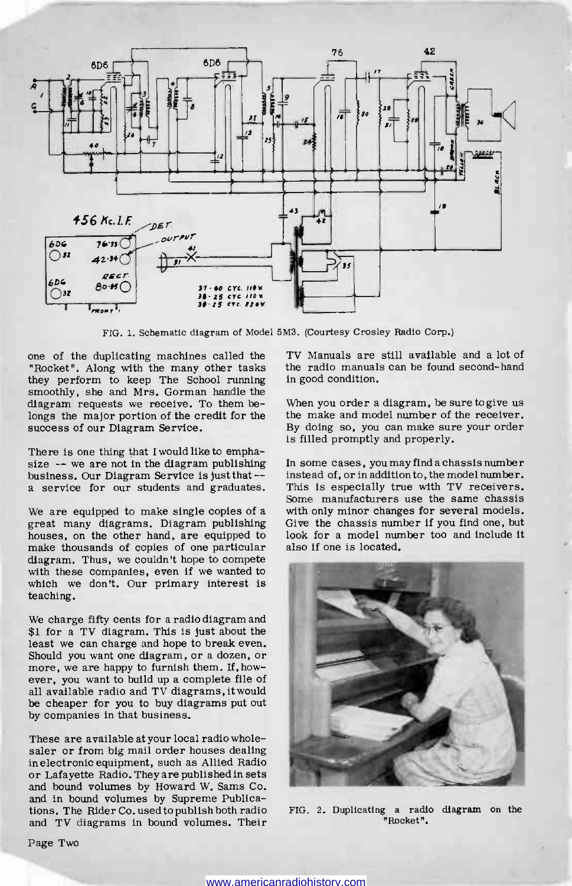FIG. 1. Schematic diagram of Model 5M3. (Courtesy Crosley Radio Corp.)

one of the duplicating machines called the "Rocket". Along with the many other tasks they perform to keep The School running smoothly, she and Mrs. Gorman handle the diagram requests we receive. To them belongs the major portion of the credit for the success of our Diagram Service.

There is one thing that I would like to emphasize -- we are not in the diagram publishing business. Our Diagram Service is just that -- a service for our students and graduates.

We are equipped to make single copies of a great many diagrams. Diagram publishing houses, on the other hand, are equipped to make thousands of copies of one particular diagram. Thus, we couldn't hope to compete with these companies, even if we wanted to which we don't. Our primary interest is teaching.

We charge fifty cents for a radio diagram and $1 for a TV diagram. This is just about the least we can charge and hope to break even. Should you want one diagram, or a dozen, or more, we are happy to furnish them. If, however, you want to build up a complete file of all available radio and TV diagrams, it would be cheaper for you to buy diagrams put out by companies in that business.

These are available at your local radio wholesaler or from big mail order houses dealing in electronic equipment, such as Allied Radio or Lafayette Radio. They are published in sets and bound volumes by Howard W. Sams Co. and in bound volumes by Supreme Publications. The Rider Co. used to publish both radio and TV diagrams in bound volumes. Their TV Manuals are still available and a lot of the radio manuals can be found second-hand in good condition.

When you order a diagram, be sure to give us the make and model number of the receiver. By doing so, you can make sure your order is filled promptly and properly.

In some cases, you may find a chassis number instead of, or in addition to, the model number. This is especially true with TV receivers. Some manufacturers use the same chassis with only minor changes for several models. Give the chassis number if you find one, but look for a model number too and include it also if one is located.

FIG. 2. Duplicating a radio diagram on the "Rocket".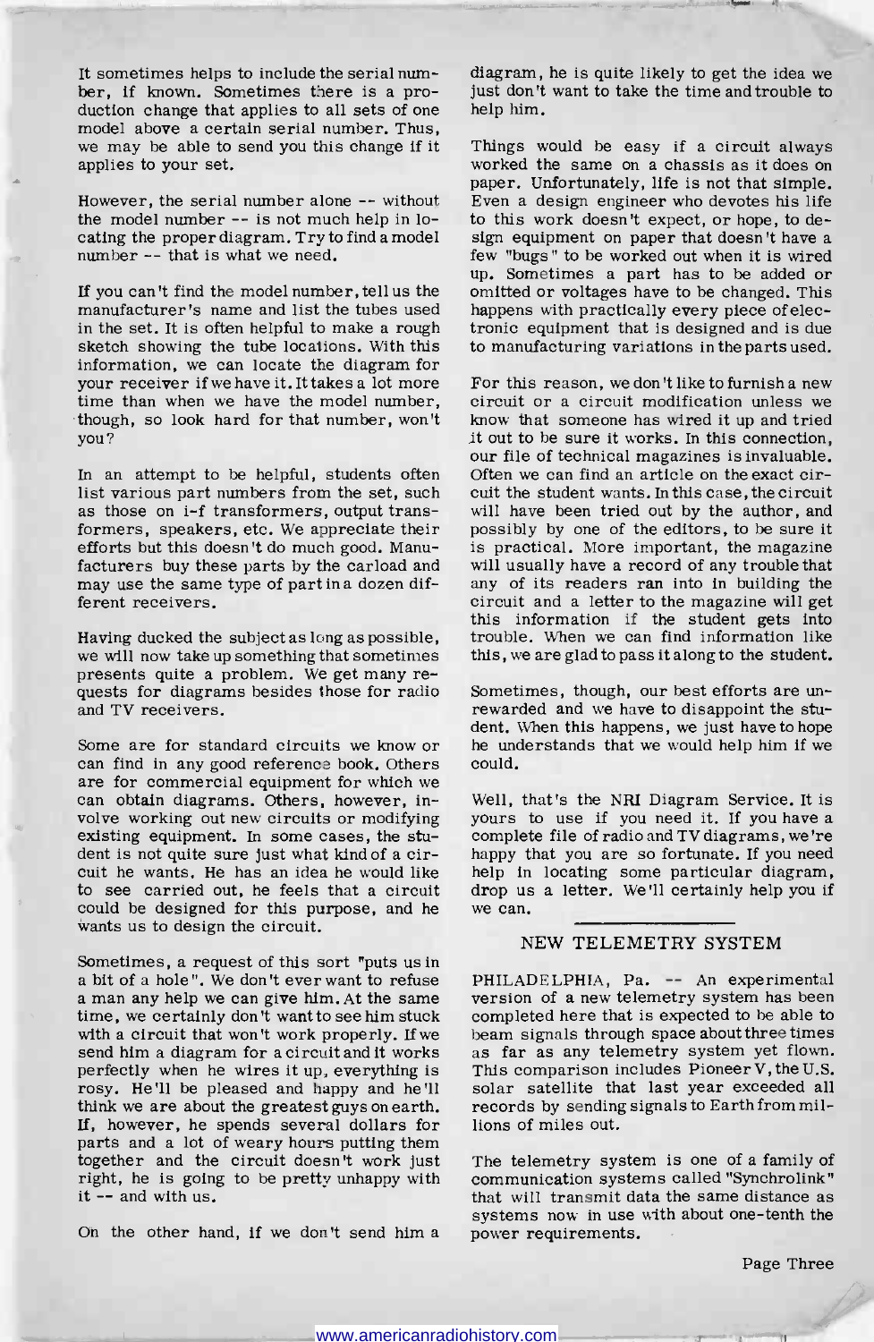It sometimes helps to include the serial number, if known. Sometimes there is a production change that applies to all sets of one model above a certain serial number. Thus, we may be able to send you this change if it applies to your set.

However, the serial number alone -- without the model number -- is not much help in locating the proper diagram. Try to find a model number -- that is what we need.

If you can't find the model number, tell us the manufacturer's name and list the tubes used in the set. It is often helpful to make a rough sketch showing the tube locations. With this information, we can locate the diagram for your receiver if we have it. It takes a lot more time than when we have the model number, though, so look hard for that number, won't you?

In an attempt to be helpful, students often list various part numbers from the set, such as those on i-f transformers, output transformers, speakers, etc. We appreciate their efforts but this doesn't do much good. Manufacturers buy these parts by the carload and may use the same type of part in a dozen different receivers.

Having ducked the subject as long as possible, we will now take up something that sometimes presents quite a problem. We get many requests for diagrams besides those for radio and TV receivers.

Some are for standard circuits we know or can find in any good reference book. Others are for commercial equipment for which we can obtain diagrams. Others, however, involve working out new circuits or modifying existing equipment. In some cases, the student is not quite sure just what kind of a circuit he wants. He has an idea he would like to see carried out, he feels that a circuit could be designed for this purpose, and he wants us to design the circuit.

Sometimes, a request of this sort "puts us in a bit of a hole". We don't ever want to refuse a man any help we can give him. At the same time, we certainly don't want to see him stuck with a circuit that won't work properly. If we send him a diagram for a circuit and it works perfectly when he wires it up, everything is rosy. He'll be pleased and happy and he'll think we are about the greatest guys on earth. If, however, he spends several dollars for parts and a lot of weary hours putting them together and the circuit doesn't work just right, he is going to be pretty unhappy with it -- and with us.

On the other hand, if we don't send him a diagram, he is quite likely to get the idea we just don't want to take the time and trouble to help him.

Things would be easy if a circuit always worked the same on a chassis as it does on paper. Unfortunately, life is not that simple. Even a design engineer who devotes his life to this work doesn't expect, or hope, to design equipment on paper that doesn't have a few "bugs" to be worked out when it is wired up. Sometimes a part has to be added or omitted or voltages have to be changed. This happens with practically every piece of electronic equipment that is designed and is due to manufacturing variations in the parts used.

For this reason, we don't like to furnish a new circuit or a circuit modification unless we know that someone has wired it up and tried it out to be sure it works. In this connection, our file of technical magazines is invaluable. Often we can find an article on the exact circuit the student wants. In this case, the circuit will have been tried out by the author, and possibly by one of the editors, to be sure it is practical. More important, the magazine will usually have a record of any trouble that any of its readers ran into in building the circuit and a letter to the magazine will get this information if the student gets into trouble. When we can find information like this, we are glad to pass it along to the student.

Sometimes, though, our best efforts are unrewarded and we have to disappoint the student. When this happens, we just have to hope he understands that we would help him if we could.

Well, that's the NRI Diagram Service. It is yours to use if you need it. If you have a complete file of radio and TV diagrams, we're happy that you are so fortunate. If you need help in locating some particular diagram, drop us a letter. We'll certainly help you if we can.

## NEW TELEMETRY SYSTEM

PHILADELPHIA, Pa. -- An experimental version of a new telemetry system has been completed here that is expected to be able to beam signals through space about three times as far as any telemetry system yet flown. This comparison includes Pioneer V, the U.S. solar satellite that last year exceeded all records by sending signals to Earth from millions of miles out.

The telemetry system is one of a family of communication systems called "Synchrolink" that will transmit data the same distance as systems now in use with about one-tenth the power requirements.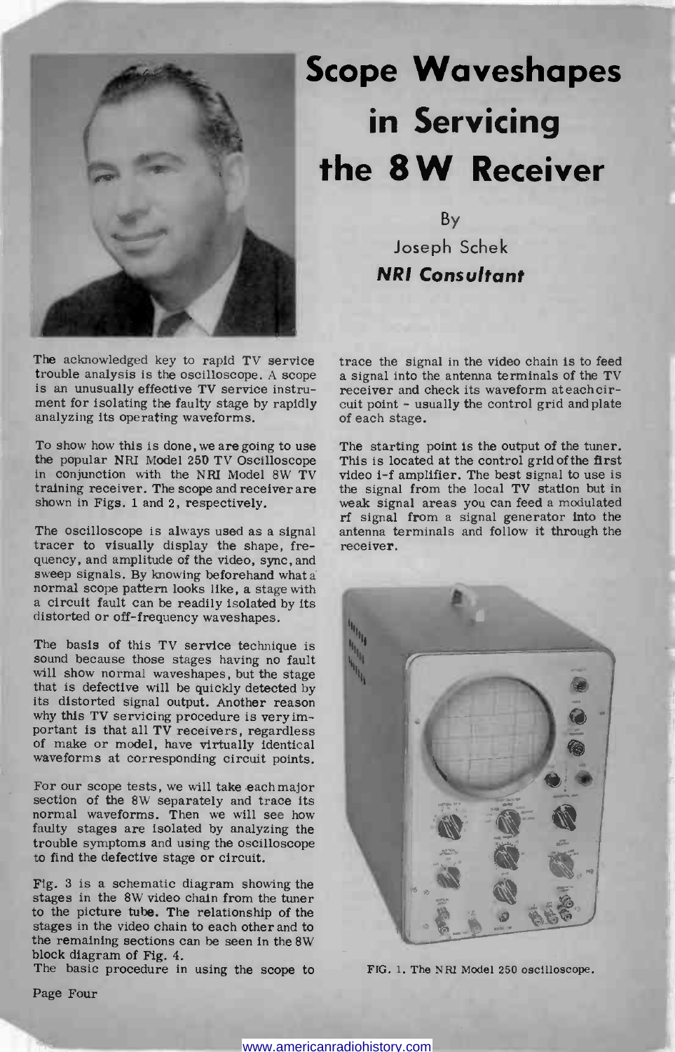# Scope Waveshapes in Servicing the 8W Receiver

By

Joseph Schek

***NRI Consultant***

The acknowledged key to rapid TV service trouble analysis is the oscilloscope. A scope is an unusually effective TV service instrument for isolating the faulty stage by rapidly analyzing its operating waveforms.

To show how this is done, we are going to use the popular NRI Model 250 TV Oscilloscope in conjunction with the NRI Model 8W TV training receiver. The scope and receiver are shown in Figs. 1 and 2, respectively.

The oscilloscope is always used as a signal tracer to visually display the shape, frequency, and amplitude of the video, sync, and sweep signals. By knowing beforehand what a normal scope pattern looks like, a stage with a circuit fault can be readily isolated by its distorted or off-frequency waveshapes.

The basis of this TV service technique is sound because those stages having no fault will show normal waveshapes, but the stage that is defective will be quickly detected by its distorted signal output. Another reason why this TV servicing procedure is very important is that all TV receivers, regardless of make or model, have virtually identical waveforms at corresponding circuit points.

For our scope tests, we will take each major section of the 8W separately and trace its normal waveforms. Then we will see how faulty stages are isolated by analyzing the trouble symptoms and using the oscilloscope to find the defective stage or circuit.

Fig. 3 is a schematic diagram showing the stages in the 8W video chain from the tuner to the picture tube. The relationship of the stages in the video chain to each other and to the remaining sections can be seen in the 8W block diagram of Fig. 4.

The basic procedure in using the scope to trace the signal in the video chain is to feed a signal into the antenna terminals of the TV receiver and check its waveform at each circuit point - usually the control grid and plate of each stage.

The starting point is the output of the tuner. This is located at the control grid of the first video i-f amplifier. The best signal to use is the signal from the local TV station but in weak signal areas you can feed a modulated rf signal from a signal generator into the antenna terminals and follow it through the receiver.

FIG. 1. The NRI Model 250 oscilloscope.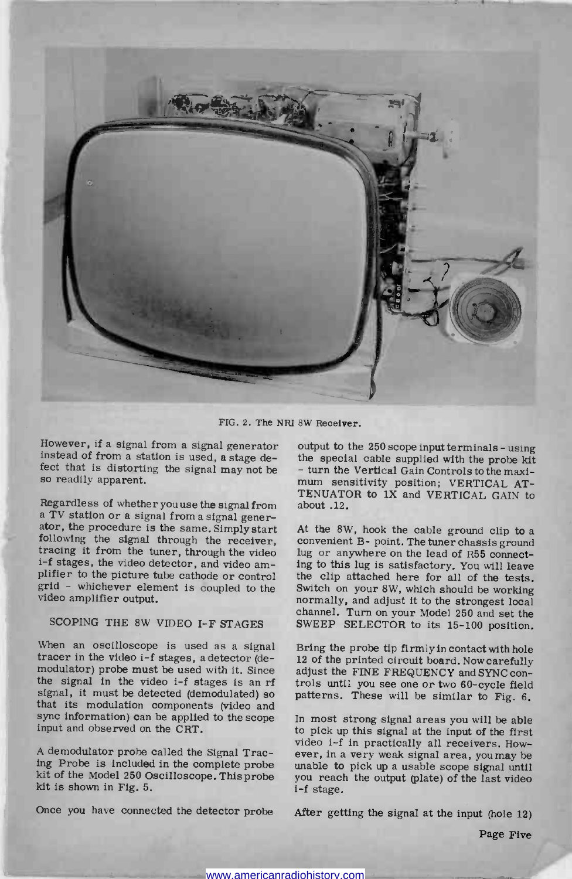FIG. 2. The NRI 8W Receiver.

However, if a signal from a signal generator instead of from a station is used, a stage defect that is distorting the signal may not be so readily apparent.

Regardless of whether you use the signal from a TV station or a signal from a signal generator, the procedure is the same. Simply start following the signal through the receiver, tracing it from the tuner, through the video i-f stages, the video detector, and video amplifier to the picture tube cathode or control grid - whichever element is coupled to the video amplifier output.

## SCOPING THE 8W VIDEO I-F STAGES

When an oscilloscope is used as a signal tracer in the video i-f stages, a detector (demodulator) probe must be used with it. Since the signal in the video i-f stages is an rf signal, it must be detected (demodulated) so that its modulation components (video and sync information) can be applied to the scope input and observed on the CRT.

A demodulator probe called the Signal Tracing Probe is included in the complete probe kit of the Model 250 Oscilloscope. This probe kit is shown in Fig. 5.

Once you have connected the detector probe output to the 250 scope input terminals - using the special cable supplied with the probe kit - turn the Vertical Gain Controls to the maximum sensitivity position; VERTICAL ATTENUATOR to 1X and VERTICAL GAIN to about .12.

At the 8W, hook the cable ground clip to a convenient B- point. The tuner chassis ground lug or anywhere on the lead of R55 connecting to this lug is satisfactory. You will leave the clip attached here for all of the tests. Switch on your 8W, which should be working normally, and adjust it to the strongest local channel. Turn on your Model 250 and set the SWEEP SELECTOR to its 15-100 position.

Bring the probe tip firmly in contact with hole 12 of the printed circuit board. Now carefully adjust the FINE FREQUENCY and SYNC controls until you see one or two 60-cycle field patterns. These will be similar to Fig. 6.

In most strong signal areas you will be able to pick up this signal at the input of the first video i-f in practically all receivers. However, in a very weak signal area, you may be unable to pick up a usable scope signal until you reach the output (plate) of the last video i-f stage.

After getting the signal at the input (hole 12)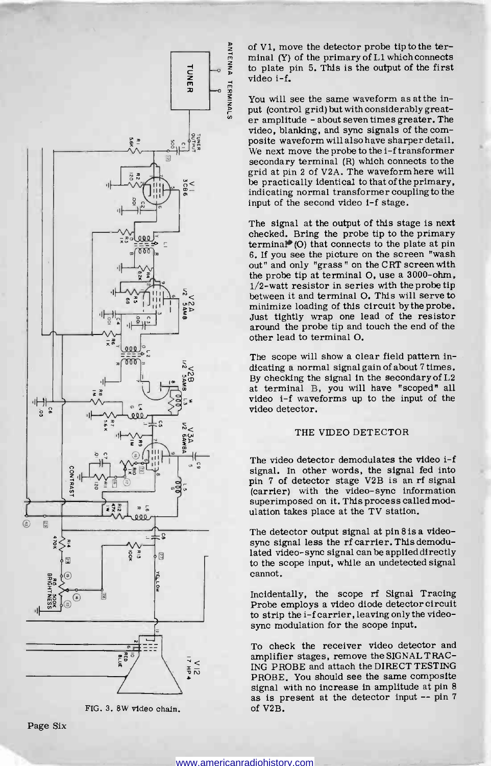of V1, move the detector probe tip to the terminal (Y) of the primary of L1 which connects to plate pin 5. This is the output of the first video i-f.

You will see the same waveform as at the input (control grid) but with considerably greater amplitude - about seven times greater. The video, blanking, and sync signals of the composite waveform will also have sharper detail. We next move the probe to the i-f transformer secondary terminal (R) which connects to the grid at pin 2 of V2A. The waveform here will be practically identical to that of the primary, indicating normal transformer coupling to the input of the second video i-f stage.

The signal at the output of this stage is next checked. Bring the probe tip to the primary terminal (O) that connects to the plate at pin 6. If you see the picture on the screen "wash out" and only "grass" on the CRT screen with the probe tip at terminal O, use a 3000-ohm, 1/2-watt resistor in series with the probe tip between it and terminal O. This will serve to minimize loading of this circuit by the probe. Just tightly wrap one lead of the resistor around the probe tip and touch the end of the other lead to terminal O.

The scope will show a clear field pattern indicating a normal signal gain of about 7 times. By checking the signal in the secondary of L2 at terminal B, you will have "scoped" all video i-f waveforms up to the input of the video detector.

## THE VIDEO DETECTOR

The video detector demodulates the video i-f signal. In other words, the signal fed into pin 7 of detector stage V2B is an rf signal (carrier) with the video-sync information superimposed on it. This process called modulation takes place at the TV station.

The detector output signal at pin 8 is a video-sync signal less the rf carrier. This demodulated video-sync signal can be applied directly to the scope input, while an undetected signal cannot.

Incidentally, the scope rf Signal Tracing Probe employs a video diode detector circuit to strip the i-f carrier, leaving only the video-sync modulation for the scope input.

To check the receiver video detector and amplifier stages, remove the SIGNAL TRACING PROBE and attach the DIRECT TESTING PROBE. You should see the same composite signal with no increase in amplitude at pin 8 as is present at the detector input -- pin 7 of V2B.

FIG. 3. 8W video chain.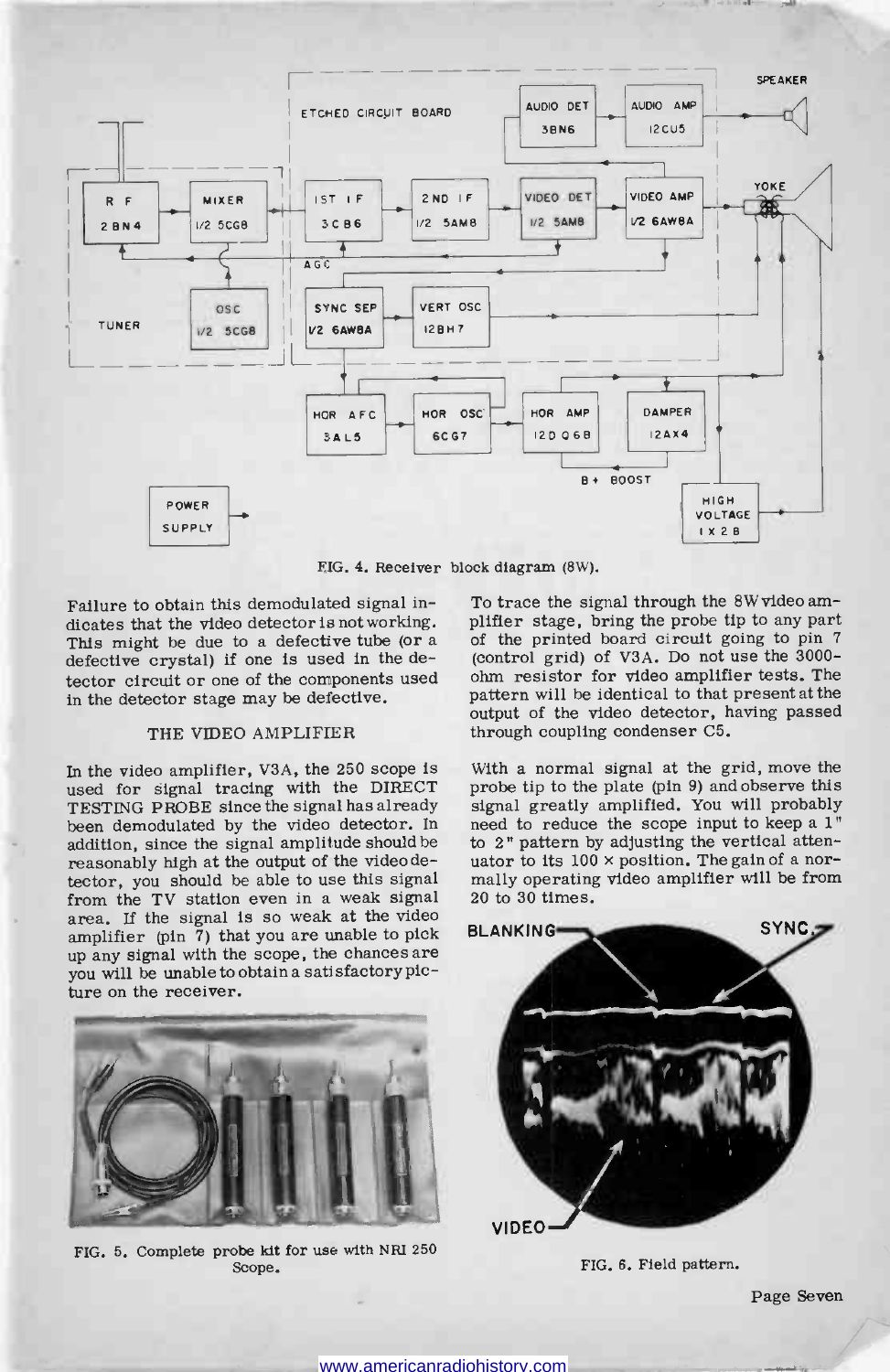FIG. 4. Receiver block diagram (8W).

Failure to obtain this demodulated signal indicates that the video detector is not working. This might be due to a defective tube (or a defective crystal) if one is used in the detector circuit or one of the components used in the detector stage may be defective.

## THE VIDEO AMPLIFIER

In the video amplifier, V3A, the 250 scope is used for signal tracing with the DIRECT TESTING PROBE since the signal has already been demodulated by the video detector. In addition, since the signal amplitude should be reasonably high at the output of the video detector, you should be able to use this signal from the TV station even in a weak signal area. If the signal is so weak at the video amplifier (pin 7) that you are unable to pick up any signal with the scope, the chances are you will be unable to obtain a satisfactory picture on the receiver.

FIG. 5. Complete probe kit for use with NRI 250 Scope.

To trace the signal through the 8W video amplifier stage, bring the probe tip to any part of the printed board circuit going to pin 7 (control grid) of V3A. Do not use the 3000-ohm resistor for video amplifier tests. The pattern will be identical to that present at the output of the video detector, having passed through coupling condenser C5.

With a normal signal at the grid, move the probe tip to the plate (pin 9) and observe this signal greatly amplified. You will probably need to reduce the scope input to keep a 1" to 2" pattern by adjusting the vertical attenuator to its 100 × position. The gain of a normally operating video amplifier will be from 20 to 30 times.

FIG. 6. Field pattern.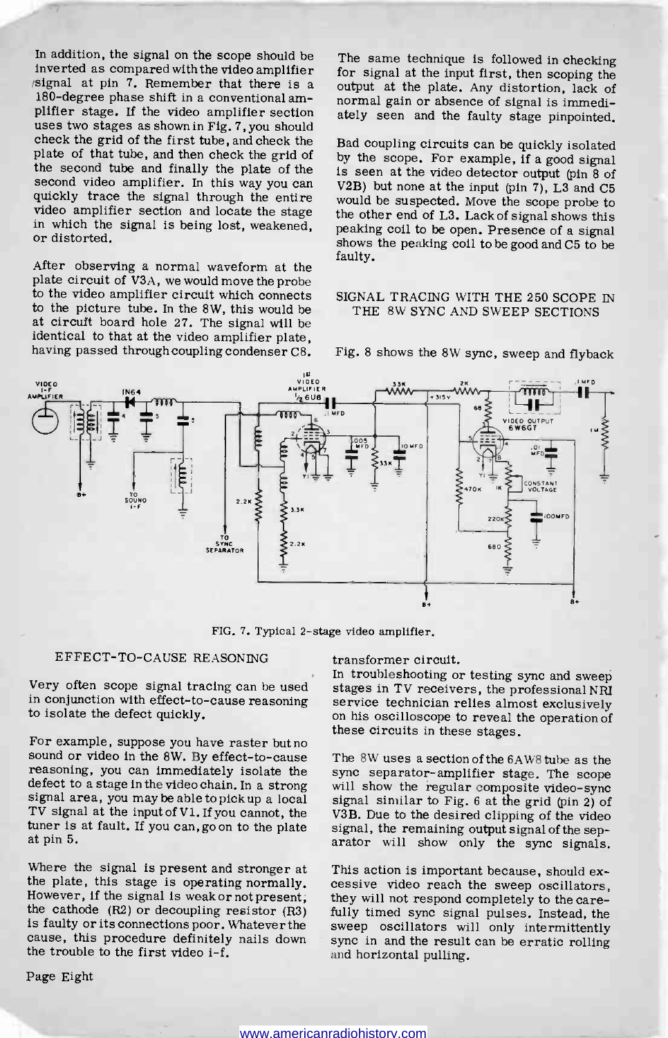In addition, the signal on the scope should be inverted as compared with the video amplifier signal at pin 7. Remember that there is a 180-degree phase shift in a conventional amplifier stage. If the video amplifier section uses two stages as shown in Fig. 7, you should check the grid of the first tube, and check the plate of that tube, and then check the grid of the second tube and finally the plate of the second video amplifier. In this way you can quickly trace the signal through the entire video amplifier section and locate the stage in which the signal is being lost, weakened, or distorted.

After observing a normal waveform at the plate circuit of V3A, we would move the probe to the video amplifier circuit which connects to the picture tube. In the 8W, this would be at circuit board hole 27. The signal will be identical to that at the video amplifier plate, having passed through coupling condenser C8.

The same technique is followed in checking for signal at the input first, then scoping the output at the plate. Any distortion, lack of normal gain or absence of signal is immediately seen and the faulty stage pinpointed.

Bad coupling circuits can be quickly isolated by the scope. For example, if a good signal is seen at the video detector output (pin 8 of V2B) but none at the input (pin 7), L3 and C5 would be suspected. Move the scope probe to the other end of L3. Lack of signal shows this peaking coil to be open. Presence of a signal shows the peaking coil to be good and C5 to be faulty.

## SIGNAL TRACING WITH THE 250 SCOPE IN THE 8W SYNC AND SWEEP SECTIONS

Fig. 8 shows the 8W sync, sweep and flyback transformer circuit.

FIG. 7. Typical 2-stage video amplifier.

## EFFECT-TO-CAUSE REASONING

Very often scope signal tracing can be used in conjunction with effect-to-cause reasoning to isolate the defect quickly.

For example, suppose you have raster but no sound or video in the 8W. By effect-to-cause reasoning, you can immediately isolate the defect to a stage in the video chain. In a strong signal area, you may be able to pick up a local TV signal at the input of V1. If you cannot, the tuner is at fault. If you can, go on to the plate at pin 5.

Where the signal is present and stronger at the plate, this stage is operating normally. However, if the signal is weak or not present, the cathode (R2) or decoupling resistor (R3) is faulty or its connections poor. Whatever the cause, this procedure definitely nails down the trouble to the first video i-f.

In troubleshooting or testing sync and sweep stages in TV receivers, the professional NRI service technician relies almost exclusively on his oscilloscope to reveal the operation of these circuits in these stages.

The 8W uses a section of the 6AW8 tube as the sync separator-amplifier stage. The scope will show the regular composite video-sync signal similar to Fig. 6 at the grid (pin 2) of V3B. Due to the desired clipping of the signal, the remaining output signal of the separator will show only the sync signals.

This action is important because, should excessive video reach the sweep oscillators, they will not respond completely to the carefully timed sync signal pulses. Instead, the sweep oscillators will only intermittently sync in and the result can be erratic rolling and horizontal pulling.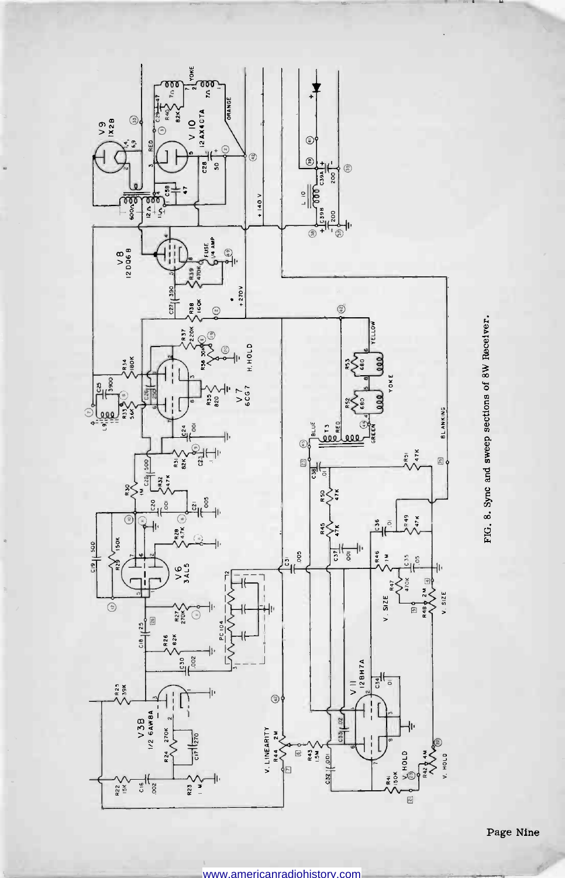FIG. 8. Sync and sweep sections of 8W Receiver.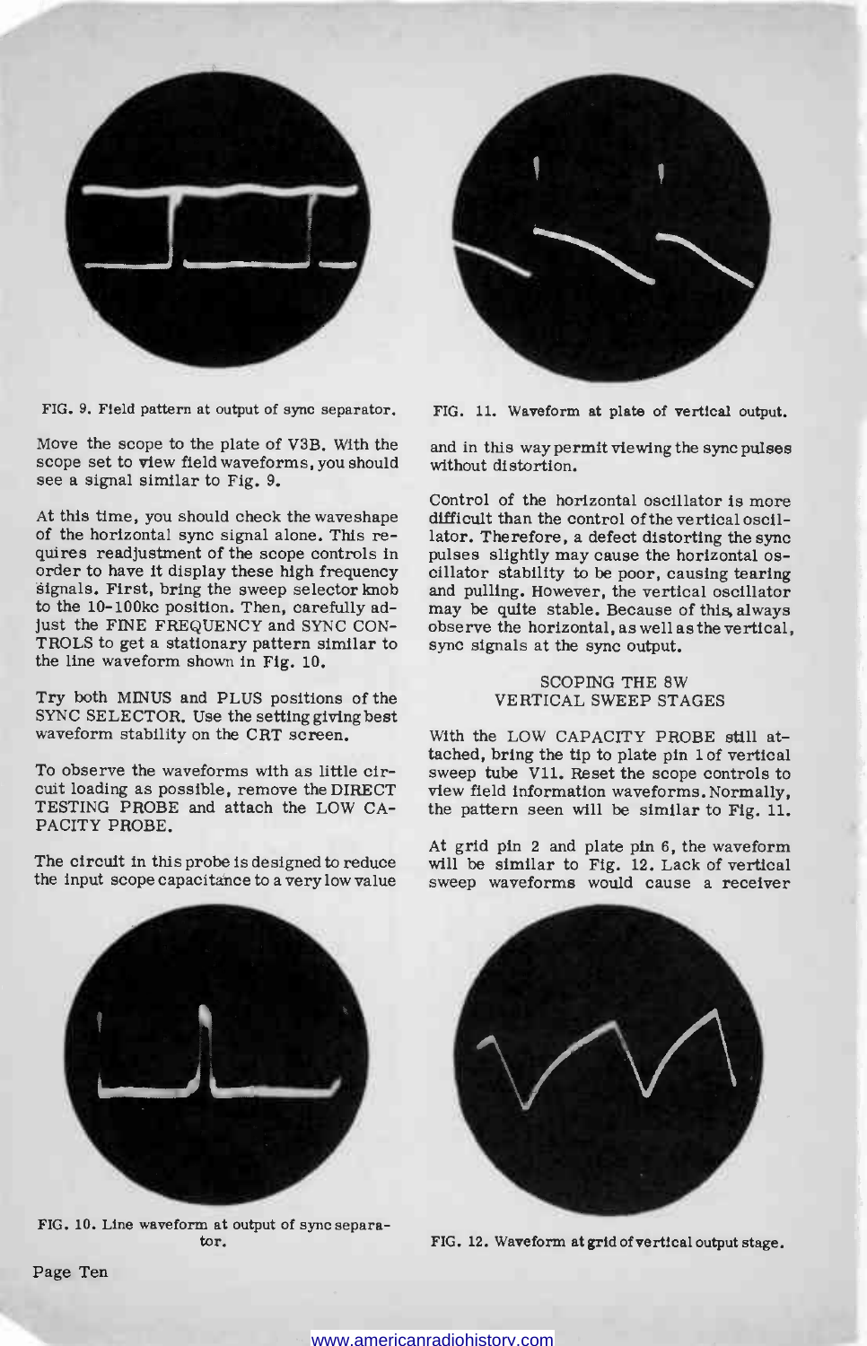FIG. 9. Field pattern at output of sync separator.

FIG. 11. Waveform at plate of vertical output.

Move the scope to the plate of V3B. With the scope set to view field waveforms, you should see a signal similar to Fig. 9.

At this time, you should check the waveshape of the horizontal sync signal alone. This requires readjustment of the scope controls in order to have it display these high frequency signals. First, bring the sweep selector knob to the 10-100kc position. Then, carefully adjust the FINE FREQUENCY and SYNC CONTROLS to get a stationary pattern similar to the line waveform shown in Fig. 10.

Try both MINUS and PLUS positions of the SYNC SELECTOR. Use the setting giving best waveform stability on the CRT screen.

To observe the waveforms with as little circuit loading as possible, remove the DIRECT TESTING PROBE and attach the LOW CAPACITY PROBE.

The circuit in this probe is designed to reduce the input scope capacitance to a very low value and in this way permit viewing the sync pulses without distortion.

Control of the horizontal oscillator is more difficult than the control of the vertical oscillator. Therefore, a defect distorting the sync pulses slightly may cause the horizontal oscillator stability to be poor, causing tearing and pulling. However, the vertical oscillator may be quite stable. Because of this, always observe the horizontal, as well as the vertical, sync signals at the sync output.

## SCOPING THE 8W VERTICAL SWEEP STAGES

With the LOW CAPACITY PROBE still attached, bring the tip to plate pin 1 of vertical sweep tube V11. Reset the scope controls to view field information waveforms. Normally, the pattern seen will be similar to Fig. 11.

At grid pin 2 and plate pin 6, the waveform will be similar to Fig. 12. Lack of vertical sweep waveforms would cause a receiver

FIG. 10. Line waveform at output of sync separator.

FIG. 12. Waveform at grid of vertical output stage.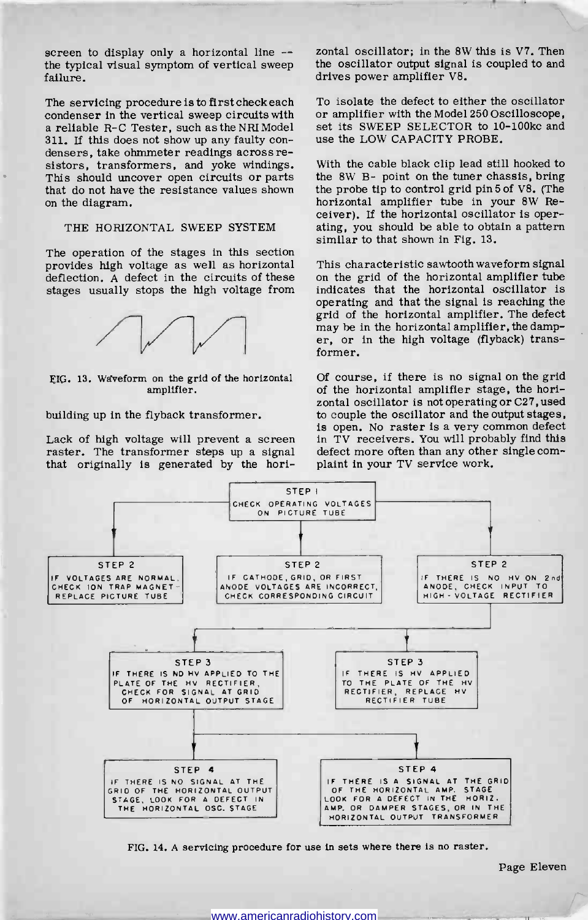screen to display only a horizontal line -- the typical visual symptom of vertical sweep failure.

The servicing procedure is to first check each condenser in the vertical sweep circuits with a reliable R-C Tester, such as the NRI Model 311. If this does not show up any faulty condensers, take ohmmeter readings across resistors, transformers, and yoke windings. This should uncover open circuits or parts that do not have the resistance values shown on the diagram.

## THE HORIZONTAL SWEEP SYSTEM

The operation of the stages in this section provides high voltage as well as horizontal deflection. A defect in the circuits of these stages usually stops the high voltage from building up in the flyback transformer.

FIG. 13. Waveform on the grid of the horizontal amplifier.

Lack of high voltage will prevent a screen raster. The transformer steps up a signal that originally is generated by the horizontal oscillator; in the 8W this is V7. Then the oscillator output signal is coupled to and drives power amplifier V8.

To isolate the defect to either the oscillator or amplifier with the Model 250 Oscilloscope, set its SWEEP SELECTOR to 10-100kc and use the LOW CAPACITY PROBE.

With the cable black clip lead still hooked to the 8W B- point on the tuner chassis, bring the probe tip to control grid pin 5 of V8. (The horizontal amplifier tube in your 8W Receiver). If the horizontal oscillator is operating, you should be able to obtain a pattern similar to that shown in Fig. 13.

This characteristic sawtooth waveform signal on the grid of the horizontal amplifier tube indicates that the horizontal oscillator is operating and that the signal is reaching the grid of the horizontal amplifier. The defect may be in the horizontal amplifier, the damper, or in the high voltage (flyback) transformer.

Of course, if there is no signal on the grid of the horizontal amplifier stage, the horizontal oscillator is not operating or C27, used to couple the oscillator and the output stages, is open. No raster is a very common defect in TV receivers. You will probably find this defect more often than any other single complaint in your TV service work.

STEP 1: CHECK OPERATING VOLTAGES ON PICTURE TUBE

- STEP 2: IF VOLTAGES ARE NORMAL, CHECK ION TRAP MAGNET - REPLACE PICTURE TUBE
- STEP 2: IF CATHODE, GRID, OR FIRST ANODE VOLTAGES ARE INCORRECT, CHECK CORRESPONDING CIRCUIT
- STEP 2: IF THERE IS NO HV ON 2nd ANODE, CHECK INPUT TO HIGH-VOLTAGE RECTIFIER
  - STEP 3: IF THERE IS NO HV APPLIED TO THE PLATE OF THE HV RECTIFIER, CHECK FOR SIGNAL AT GRID OF HORIZONTAL OUTPUT STAGE
    - STEP 4: IF THERE IS NO SIGNAL AT THE GRID OF THE HORIZONTAL OUTPUT STAGE, LOOK FOR A DEFECT IN THE HORIZONTAL OSC. STAGE
    - STEP 4: IF THERE IS A SIGNAL AT THE GRID OF THE HORIZONTAL AMP. STAGE LOOK FOR A DEFECT IN THE HORIZ. AMP. OR DAMPER STAGES, OR IN THE HORIZONTAL OUTPUT TRANSFORMER
  - STEP 3: IF THERE IS HV APPLIED TO THE PLATE OF THE HV RECTIFIER, REPLACE HV RECTIFIER TUBE

FIG. 14. A servicing procedure for use in sets where there is no raster.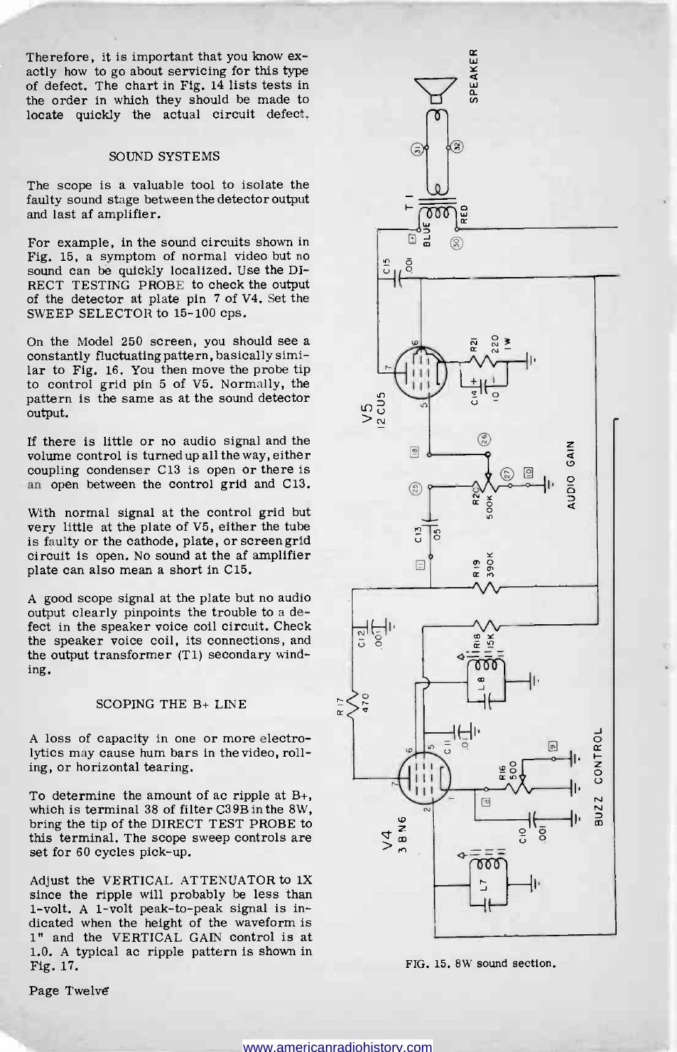Therefore, it is important that you know exactly how to go about servicing for this type of defect. The chart in Fig. 14 lists tests in the order in which they should be made to locate quickly the actual circuit defect.

## SOUND SYSTEMS

The scope is a valuable tool to isolate the faulty sound stage between the detector output and last af amplifier.

For example, in the sound circuits shown in Fig. 15, a symptom of normal video but no sound can be quickly localized. Use the DIRECT TESTING PROBE to check the output of the detector at plate pin 7 of V4. Set the SWEEP SELECTOR to 15-100 cps.

On the Model 250 screen, you should see a constantly fluctuating pattern, basically similar to Fig. 16. You then move the probe tip to control grid pin 5 of V5. Normally, the pattern is the same as at the sound detector output.

If there is little or no audio signal and the volume control is turned up all the way, either coupling condenser C13 is open or there is an open between the control grid and C13.

With normal signal at the control grid but very little at the plate of V5, either the tube is faulty or the cathode, plate, or screen grid circuit is open. No sound at the af amplifier plate can also mean a short in C15.

A good scope signal at the plate but no audio output clearly pinpoints the trouble to a defect in the speaker voice coil circuit. Check the speaker voice coil, its connections, and the output transformer (T1) secondary winding.

## SCOPING THE B+ LINE

A loss of capacity in one or more electrolytics may cause hum bars in the video, rolling, or horizontal tearing.

To determine the amount of ac ripple at B+, which is terminal 38 of filter C39B in the 8W, bring the tip of the DIRECT TEST PROBE to this terminal. The scope sweep controls are set for 60 cycles pick-up.

Adjust the VERTICAL ATTENUATOR to 1X since the ripple will probably be less than 1-volt. A 1-volt peak-to-peak signal is indicated when the height of the waveform is 1" and the VERTICAL GAIN control is at 1.0. A typical ac ripple pattern is shown in Fig. 17.

FIG. 15. 8W sound section.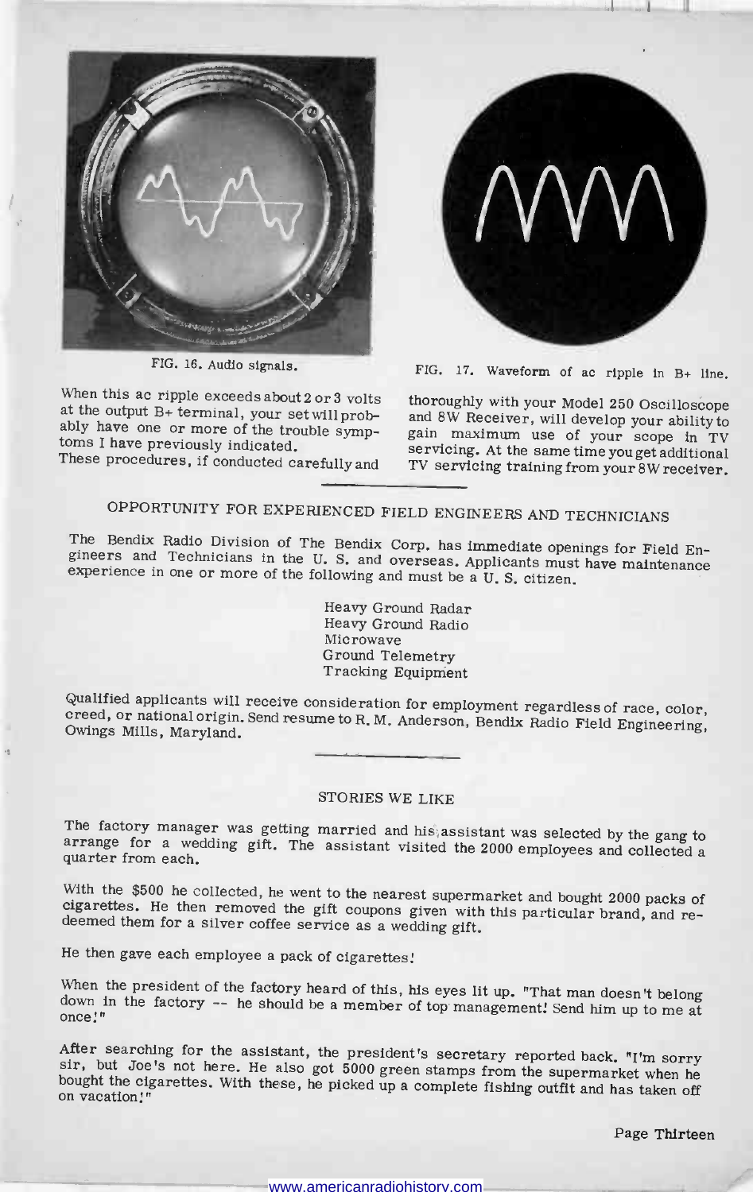FIG. 16. Audio signals.

FIG. 17. Waveform of ac ripple in B+ line.

When this ac ripple exceeds about 2 or 3 volts at the output B+ terminal, your set will probably have one or more of the trouble symptoms I have previously indicated.

These procedures, if conducted carefully and thoroughly with your Model 250 Oscilloscope and 8W Receiver, will develop your ability to gain maximum use of your scope in TV servicing. At the same time you get additional TV servicing training from your 8W receiver.

---

## OPPORTUNITY FOR EXPERIENCED FIELD ENGINEERS AND TECHNICIANS

The Bendix Radio Division of The Bendix Corp. has immediate openings for Field Engineers and Technicians in the U. S. and overseas. Applicants must have maintenance experience in one or more of the following and must be a U. S. citizen.

- Heavy Ground Radar
- Heavy Ground Radio
- Microwave
- Ground Telemetry
- Tracking Equipment

Qualified applicants will receive consideration for employment regardless of race, color, creed, or national origin. Send resume to R. M. Anderson, Bendix Radio Field Engineering, Owings Mills, Maryland.

---

## STORIES WE LIKE

The factory manager was getting married and his assistant was selected by the gang to arrange for a wedding gift. The assistant visited the 2000 employees and collected a quarter from each.

With the $500 he collected, he went to the nearest supermarket and bought 2000 packs of cigarettes. He then removed the gift coupons given with this particular brand, and redeemed them for a silver coffee service as a wedding gift.

He then gave each employee a pack of cigarettes!

When the president of the factory heard of this, his eyes lit up. "That man doesn't belong down in the factory -- he should be a member of top management! Send him up to me at once!"

After searching for the assistant, the president's secretary reported back. "I'm sorry sir, but Joe's not here. He also got 5000 green stamps from the supermarket when he bought the cigarettes. With these, he picked up a complete fishing outfit and has taken off on vacation!"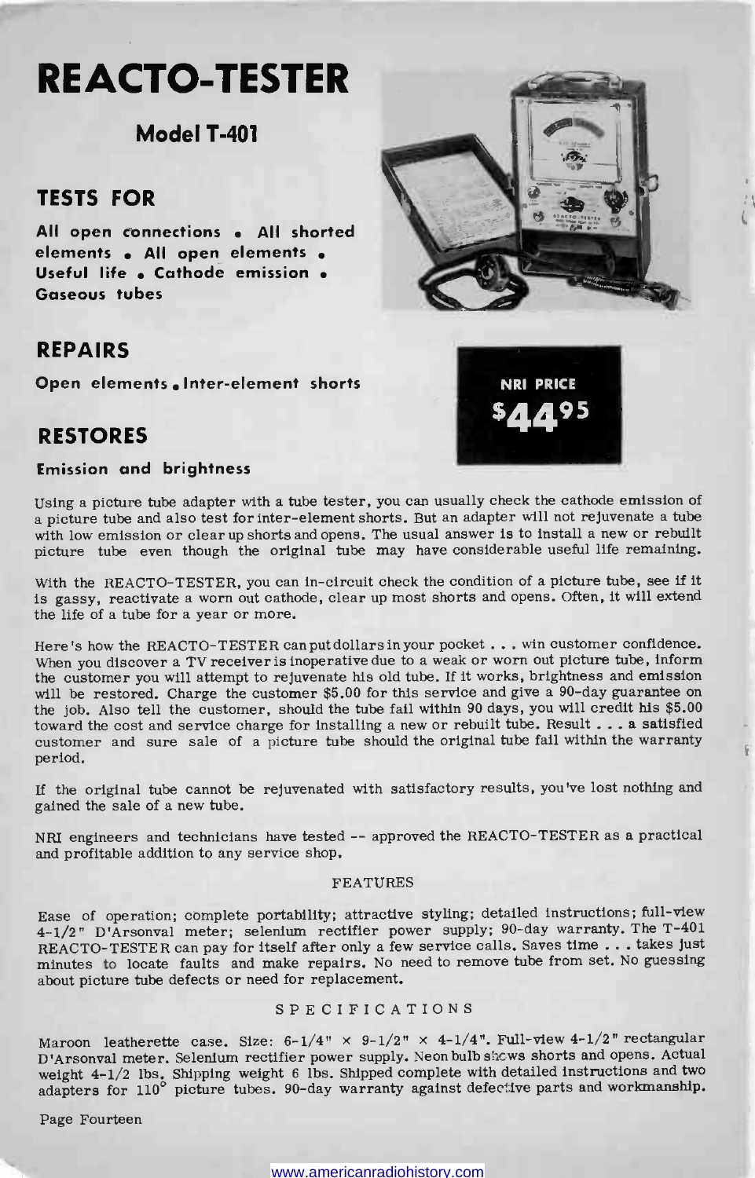# REACTO-TESTER

### Model T-401

## TESTS FOR

**All open connections • All shorted elements • All open elements • Useful life • Cathode emission • Gaseous tubes**

## REPAIRS

**Open elements • Inter-element shorts**

## RESTORES

**Emission and brightness**

**NRI PRICE $44.95**

Using a picture tube adapter with a tube tester, you can usually check the cathode emission of a picture tube and also test for inter-element shorts. But an adapter will not rejuvenate a tube with low emission or clear up shorts and opens. The usual answer is to install a new or rebuilt picture tube even though the original tube may have considerable useful life remaining.

With the REACTO-TESTER, you can in-circuit check the condition of a picture tube, see if it is gassy, reactivate a worn out cathode, clear up most shorts and opens. Often, it will extend the life of a tube for a year or more.

Here's how the REACTO-TESTER can put dollars in your pocket . . . win customer confidence. When you discover a TV receiver is inoperative due to a weak or worn out picture tube, inform the customer you will attempt to rejuvenate his old tube. If it works, brightness and emission will be restored. Charge the customer $5.00 for this service and give a 90-day guarantee on the job. Also tell the customer, should the tube fail within 90 days, you will credit his $5.00 toward the cost and service charge for installing a new or rebuilt tube. Result . . . a satisfied customer and sure sale of a picture tube should the original tube fail within the warranty period.

If the original tube cannot be rejuvenated with satisfactory results, you've lost nothing and gained the sale of a new tube.

NRI engineers and technicians have tested -- approved the REACTO-TESTER as a practical and profitable addition to any service shop.

FEATURES

Ease of operation; complete portability; attractive styling; detailed instructions; full-view 4-1/2" D'Arsonval meter; selenium rectifier power supply; 90-day warranty. The T-401 REACTO-TESTER can pay for itself after only a few service calls. Saves time . . . takes just minutes to locate faults and make repairs. No need to remove tube from set. No guessing about picture tube defects or need for replacement.

SPECIFICATIONS

Maroon leatherette case. Size: 6-1/4" × 9-1/2" × 4-1/4". Full-view 4-1/2" rectangular D'Arsonval meter. Selenium rectifier power supply. Neon bulb shows shorts and opens. Actual weight 4-1/2 lbs. Shipping weight 6 lbs. Shipped complete with detailed instructions and two adapters for 110° picture tubes. 90-day warranty against defective parts and workmanship.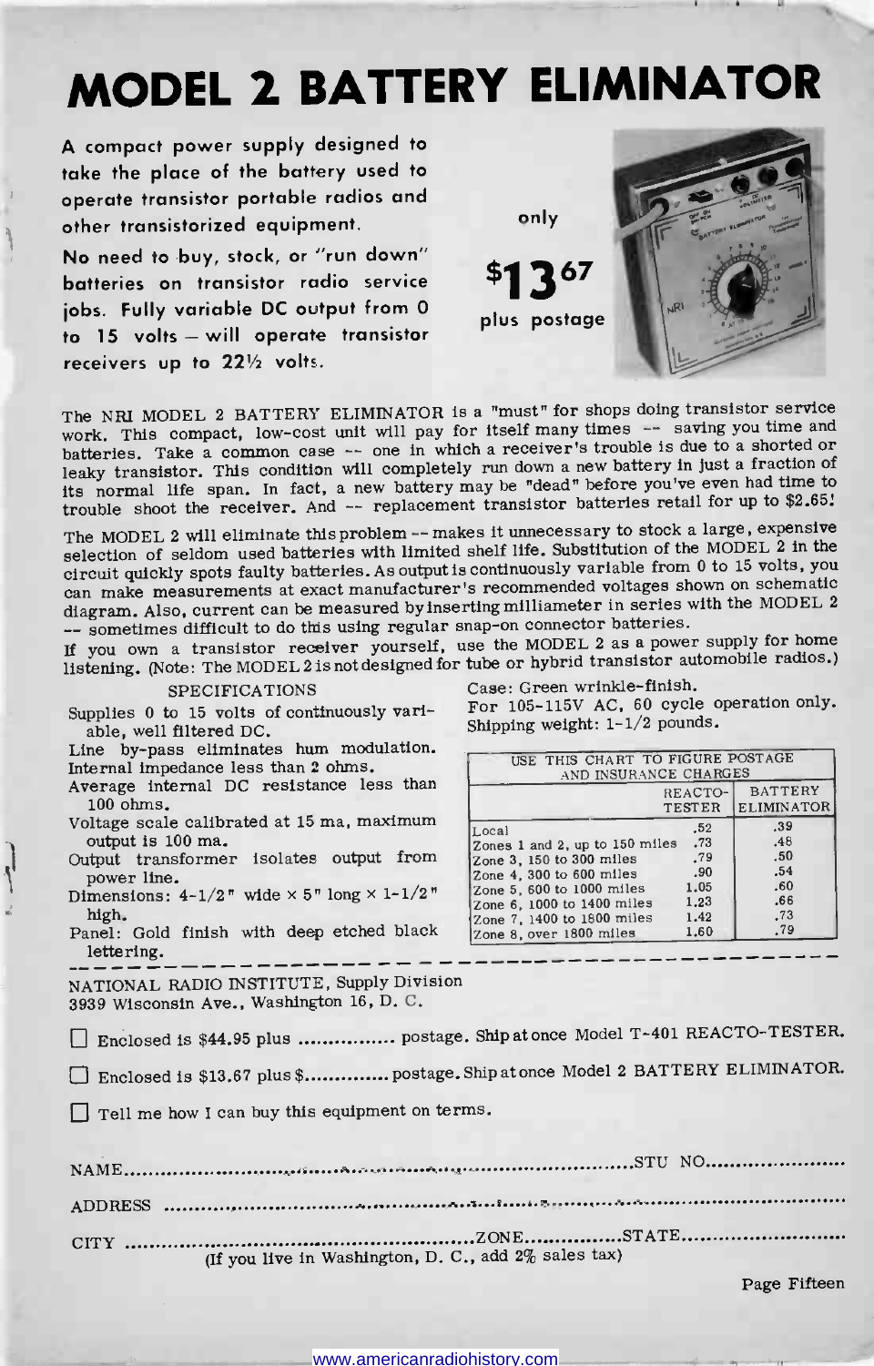# MODEL 2 BATTERY ELIMINATOR

**A compact power supply designed to take the place of the battery used to operate transistor portable radios and other transistorized equipment.**

**No need to buy, stock, or "run down" batteries on transistor radio service jobs. Fully variable DC output from 0 to 15 volts — will operate transistor receivers up to 22½ volts.**

only

**$13.67**

plus postage

The NRI MODEL 2 BATTERY ELIMINATOR is a "must" for shops doing transistor service work. This compact, low-cost unit will pay for itself many times -- saving you time and batteries. Take a common case -- one in which a receiver's trouble is due to a shorted or leaky transistor. This condition will completely run down a new battery in just a fraction of its normal life span. In fact, a new battery may be "dead" before you've even had time to trouble shoot the receiver. And -- replacement transistor batteries retail for up to $2.65!

The MODEL 2 will eliminate this problem -- makes it unnecessary to stock a large, expensive selection of seldom used batteries with limited shelf life. Substitution of the MODEL 2 in the circuit quickly spots faulty batteries. As output is continuously variable from 0 to 15 volts, you can make measurements at exact manufacturer's recommended voltages shown on schematic diagram. Also, current can be measured by inserting milliameter in series with the MODEL 2 -- sometimes difficult to do this using regular snap-on connector batteries.

If you own a transistor receiver yourself, use the MODEL 2 as a power supply for home listening. (Note: The MODEL 2 is not designed for tube or hybrid transistor automobile radios.)

## SPECIFICATIONS

Supplies 0 to 15 volts of continuously variable, well filtered DC.
Line by-pass eliminates hum modulation.
Internal impedance less than 2 ohms.
Average internal DC resistance less than 100 ohms.
Voltage scale calibrated at 15 ma, maximum output is 100 ma.
Output transformer isolates output from power line.
Dimensions: 4-1/2" wide × 5" long × 1-1/2" high.
Panel: Gold finish with deep etched black lettering.
Case: Green wrinkle-finish.
For 105-115V AC, 60 cycle operation only.
Shipping weight: 1-1/2 pounds.

| USE THIS CHART TO FIGURE POSTAGE AND INSURANCE CHARGES | REACTO-TESTER | BATTERY ELIMINATOR |
|---|---|---|
| Local | .52 | .39 |
| Zones 1 and 2, up to 150 miles | .73 | .48 |
| Zone 3, 150 to 300 miles | .79 | .50 |
| Zone 4, 300 to 600 miles | .90 | .54 |
| Zone 5, 600 to 1000 miles | 1.05 | .60 |
| Zone 6, 1000 to 1400 miles | 1.23 | .66 |
| Zone 7, 1400 to 1800 miles | 1.42 | .73 |
| Zone 8, over 1800 miles | 1.60 | .79 |

NATIONAL RADIO INSTITUTE, Supply Division
3939 Wisconsin Ave., Washington 16, D. C.

☐ Enclosed is $44.95 plus ................ postage. Ship at once Model T-401 REACTO-TESTER.

☐ Enclosed is $13.67 plus $............. postage. Ship at once Model 2 BATTERY ELIMINATOR.

☐ Tell me how I can buy this equipment on terms.

NAME.......................................................................STU NO.....................

ADDRESS ......................................................................................

CITY .......................................ZONE..............STATE.........................
(If you live in Washington, D. C., add 2% sales tax)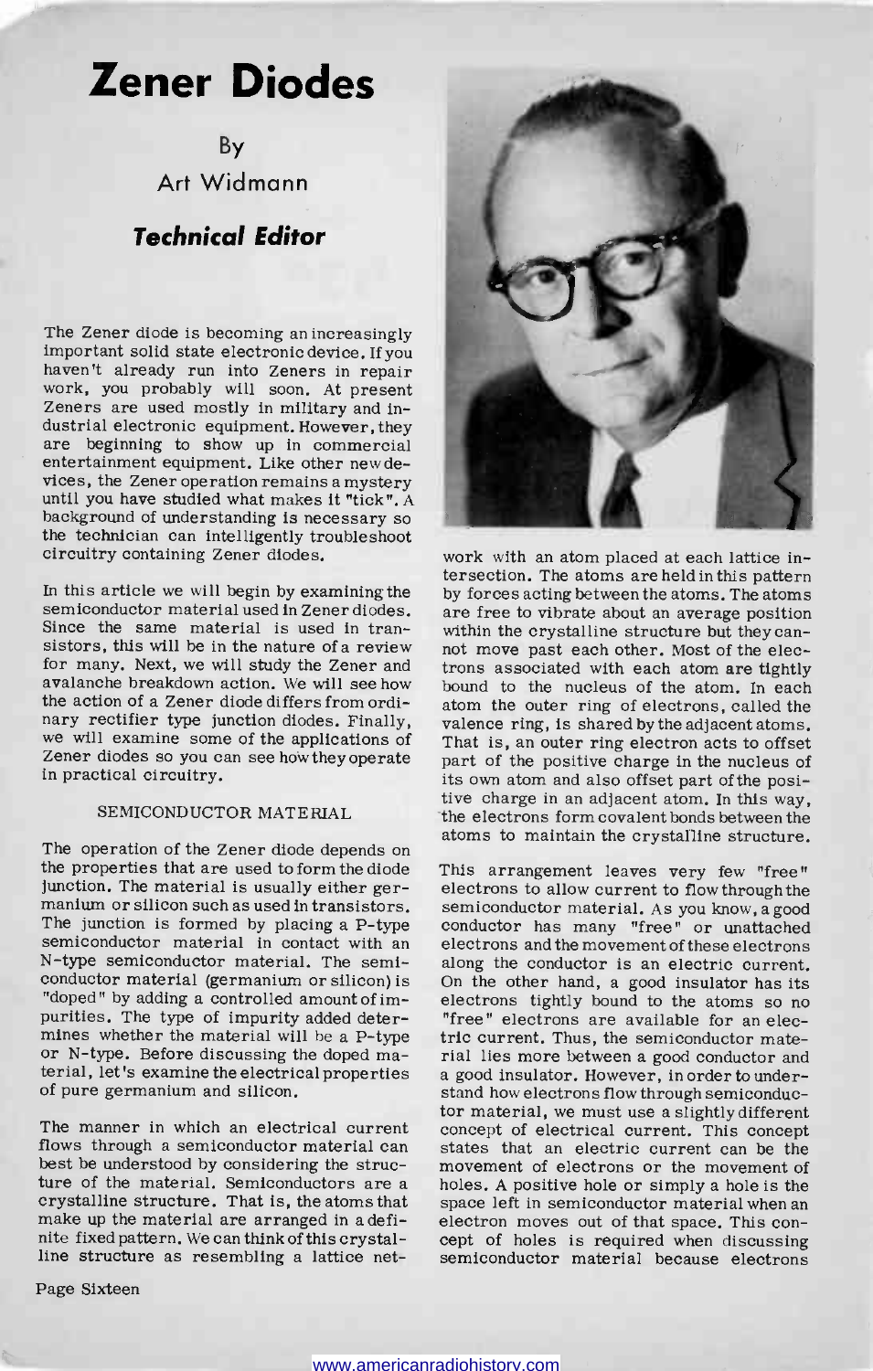# Zener Diodes

By

Art Widmann

***Technical Editor***

The Zener diode is becoming an increasingly important solid state electronic device. If you haven't already run into Zeners in repair work, you probably will soon. At present Zeners are used mostly in military and industrial electronic equipment. However, they are beginning to show up in commercial entertainment equipment. Like other new devices, the Zener operation remains a mystery until you have studied what makes it "tick". A background of understanding is necessary so the technician can intelligently troubleshoot circuitry containing Zener diodes.

In this article we will begin by examining the semiconductor material used in Zener diodes. Since the same material is used in transistors, this will be in the nature of a review for many. Next, we will study the Zener and avalanche breakdown action. We will see how the action of a Zener diode differs from ordinary rectifier type junction diodes. Finally, we will examine some of the applications of Zener diodes so you can see how they operate in practical circuitry.

## SEMICONDUCTOR MATERIAL

The operation of the Zener diode depends on the properties that are used to form the diode junction. The material is usually either germanium or silicon such as used in transistors. The junction is formed by placing a P-type semiconductor material in contact with an N-type semiconductor material. The semiconductor material (germanium or silicon) is "doped" by adding a controlled amount of impurities. The type of impurity added determines whether the material will be a P-type or N-type. Before discussing the doped material, let's examine the electrical properties of pure germanium and silicon.

The manner in which an electrical current flows through a semiconductor material can best be understood by considering the structure of the material. Semiconductors are a crystalline structure. That is, the atoms that make up the material are arranged in a definite fixed pattern. We can think of this crystalline structure as resembling a lattice network with an atom placed at each lattice intersection. The atoms are held in this pattern by forces acting between the atoms. The atoms are free to vibrate about an average position within the crystalline structure but they cannot move past each other. Most of the electrons associated with each atom are tightly bound to the nucleus of the atom. In each atom the outer ring of electrons, called the valence ring, is shared by the adjacent atoms. That is, an outer ring electron acts to offset part of the positive charge in the nucleus of its own atom and also offset part of the positive charge in an adjacent atom. In this way, the electrons form covalent bonds between the atoms to maintain the crystalline structure.

This arrangement leaves very few "free" electrons to allow current to flow through the semiconductor material. As you know, a good conductor has many "free" or unattached electrons and the movement of these electrons along the conductor is an electric current. On the other hand, a good insulator has its electrons tightly bound to the atoms so no "free" electrons are available for an electric current. Thus, the semiconductor material lies more between a good conductor and a good insulator. However, in order to understand how electrons flow through semiconductor material, we must use a slightly different concept of electrical current. This concept states that an electric current can be the movement of electrons or the movement of holes. A positive hole or simply a hole is the space left in semiconductor material when an electron moves out of that space. This concept of holes is required when discussing semiconductor material because electrons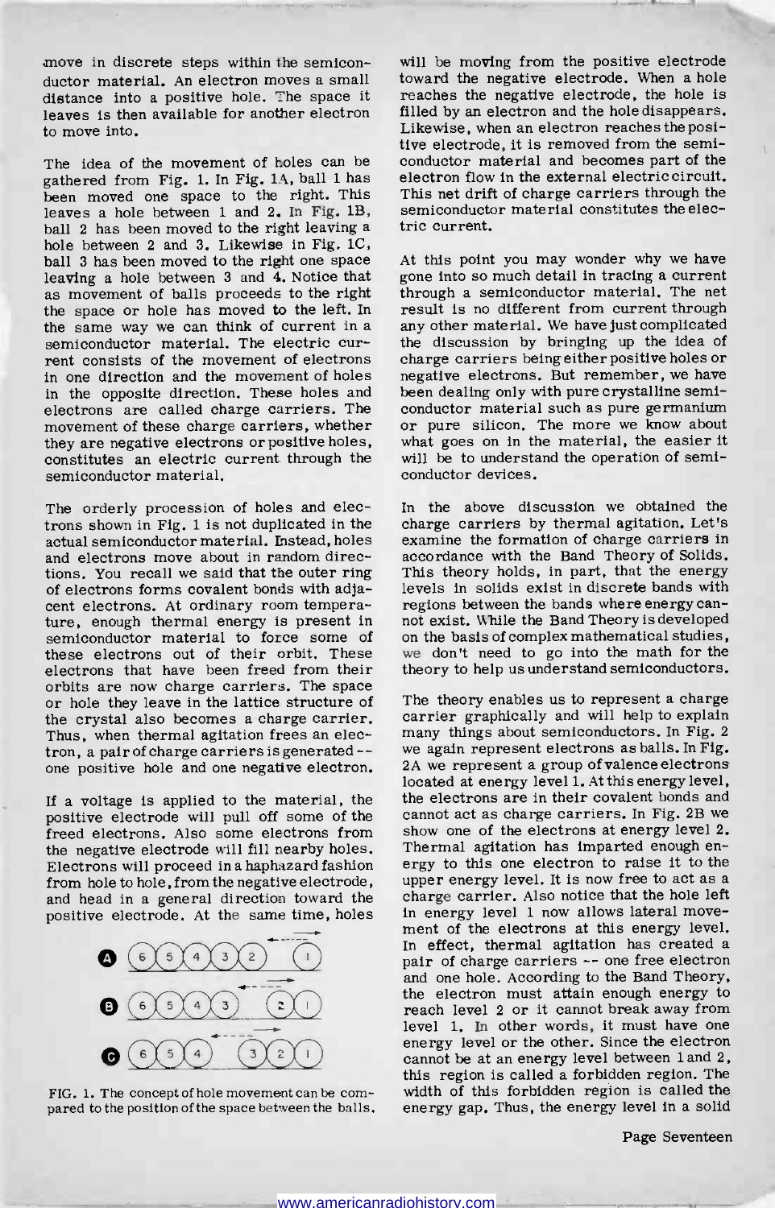move in discrete steps within the semiconductor material. An electron moves a small distance into a positive hole. The space it leaves is then available for another electron to move into.

The idea of the movement of holes can be gathered from Fig. 1. In Fig. 1A, ball 1 has been moved one space to the right. This leaves a hole between 1 and 2. In Fig. 1B, ball 2 has been moved to the right leaving a hole between 2 and 3. Likewise in Fig. 1C, ball 3 has been moved to the right one space leaving a hole between 3 and 4. Notice that as movement of balls proceeds to the right the space or hole has moved to the left. In the same way we can think of current in a semiconductor material. The electric current consists of the movement of electrons in one direction and the movement of holes in the opposite direction. These holes and electrons are called charge carriers. The movement of these charge carriers, whether they are negative electrons or positive holes, constitutes an electric current through the semiconductor material.

The orderly procession of holes and electrons shown in Fig. 1 is not duplicated in the actual semiconductor material. Instead, holes and electrons move about in random directions. You recall we said that the outer ring of electrons forms covalent bonds with adjacent electrons. At ordinary room temperature, enough thermal energy is present in semiconductor material to force some of these electrons out of their orbit. These electrons that have been freed from their orbits are now charge carriers. The space or hole they leave in the lattice structure of the crystal also becomes a charge carrier. Thus, when thermal agitation frees an electron, a pair of charge carriers is generated -- one positive hole and one negative electron.

If a voltage is applied to the material, the positive electrode will pull off some of the freed electrons. Also some electrons from the negative electrode will fill nearby holes. Electrons will proceed in a haphazard fashion from hole to hole, from the negative electrode, and head in a general direction toward the positive electrode. At the same time, holes

FIG. 1. The concept of hole movement can be compared to the position of the space between the balls.

will be moving from the positive electrode toward the negative electrode. When a hole reaches the negative electrode, the hole is filled by an electron and the hole disappears. Likewise, when an electron reaches the positive electrode, it is removed from the semiconductor material and becomes part of the electron flow in the external electric circuit. This net drift of charge carriers through the semiconductor material constitutes the electric current.

At this point you may wonder why we have gone into so much detail in tracing a current through a semiconductor material. The net result is no different from current through any other material. We have just complicated the discussion by bringing up the idea of charge carriers being either positive holes or negative electrons. But remember, we have been dealing only with pure crystalline semiconductor material such as pure germanium or pure silicon. The more we know about what goes on in the material, the easier it will be to understand the operation of semiconductor devices.

In the above discussion we obtained the charge carriers by thermal agitation. Let's examine the formation of charge carriers in accordance with the Band Theory of Solids. This theory holds, in part, that the energy levels in solids exist in discrete bands with regions between the bands where energy cannot exist. While the Band Theory is developed on the basis of complex mathematical studies, we don't need to go into the math for the theory to help us understand semiconductors.

The theory enables us to represent a charge carrier graphically and will help to explain many things about semiconductors. In Fig. 2 we again represent electrons as balls. In Fig. 2A we represent a group of valence electrons located at energy level 1. At this energy level, the electrons are in their covalent bonds and cannot act as charge carriers. In Fig. 2B we show one of the electrons at energy level 2. Thermal agitation has imparted enough energy to this one electron to raise it to the upper energy level. It is now free to act as a charge carrier. Also notice that the hole left in energy level 1 now allows lateral movement of the electrons at this energy level. In effect, thermal agitation has created a pair of charge carriers -- one free electron and one hole. According to the Band Theory, the electron must attain enough energy to reach level 2 or it cannot break away from level 1. In other words, it must have one energy level or the other. Since the electron cannot be at an energy level between 1 and 2, this region is called a forbidden region. The width of this forbidden region is called the energy gap. Thus, the energy level in a solid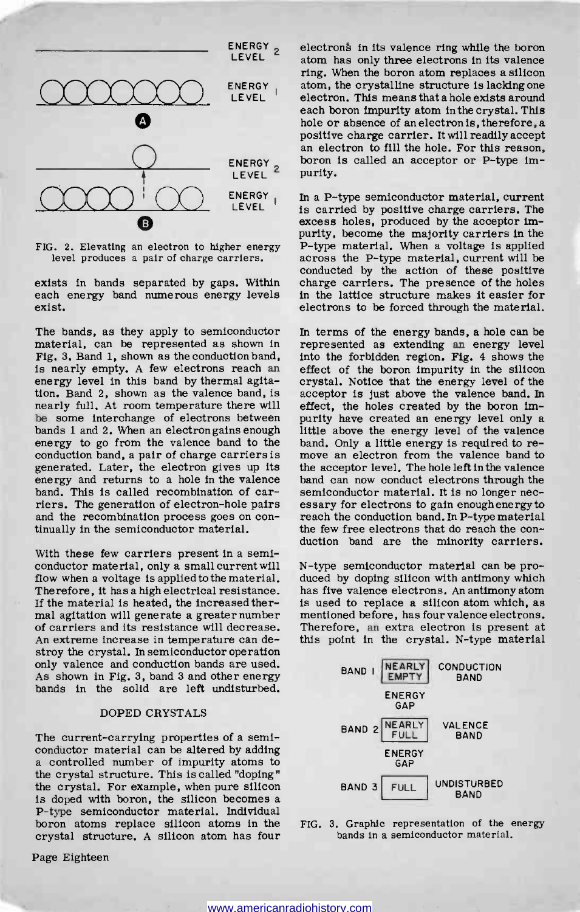ENERGY LEVEL 2

ENERGY LEVEL 1

A

ENERGY LEVEL 2

ENERGY LEVEL 1

B

FIG. 2. Elevating an electron to higher energy level produces a pair of charge carriers.

exists in bands separated by gaps. Within each energy band numerous energy levels exist.

The bands, as they apply to semiconductor material, can be represented as shown in Fig. 3. Band 1, shown as the conduction band, is nearly empty. A few electrons reach an energy level in this band by thermal agitation. Band 2, shown as the valence band, is nearly full. At room temperature there will be some interchange of electrons between bands 1 and 2. When an electron gains enough energy to go from the valence band to the conduction band, a pair of charge carriers is generated. Later, the electron gives up its energy and returns to a hole in the valence band. This is called recombination of carriers. The generation of electron-hole pairs and the recombination process goes on continually in the semiconductor material.

With these few carriers present in a semiconductor material, only a small current will flow when a voltage is applied to the material. Therefore, it has a high electrical resistance. If the material is heated, the increased thermal agitation will generate a greater number of carriers and its resistance will decrease. An extreme increase in temperature can destroy the crystal. In semiconductor operation only valence and conduction bands are used. As shown in Fig. 3, band 3 and other energy bands in the solid are left undisturbed.

## DOPED CRYSTALS

The current-carrying properties of a semiconductor material can be altered by adding a controlled number of impurity atoms to the crystal structure. This is called "doping" the crystal. For example, when pure silicon is doped with boron, the silicon becomes a P-type semiconductor material. Individual boron atoms replace silicon atoms in the crystal structure. A silicon atom has four electrons in its valence ring while the boron atom has only three electrons in its valence ring. When the boron atom replaces a silicon atom, the crystalline structure is lacking one electron. This means that a hole exists around each boron impurity atom in the crystal. This hole or absence of an electron is, therefore, a positive charge carrier. It will readily accept an electron to fill the hole. For this reason, boron is called an acceptor or P-type impurity.

In a P-type semiconductor material, current is carried by positive charge carriers. The excess holes, produced by the acceptor impurity, become the majority carriers in the P-type material. When a voltage is applied across the P-type material, current will be conducted by the action of these positive charge carriers. The presence of the holes in the lattice structure makes it easier for electrons to be forced through the material.

In terms of the energy bands, a hole can be represented as extending an energy level into the forbidden region. Fig. 4 shows the effect of the boron impurity in the silicon crystal. Notice that the energy level of the acceptor is just above the valence band. In effect, the holes created by the boron impurity have created an energy level only a little above the energy level of the valence band. Only a little energy is required to remove an electron from the valence band to the acceptor level. The hole left in the valence band can now conduct electrons through the semiconductor material. It is no longer necessary for electrons to gain enough energy to reach the conduction band. In P-type material the few free electrons that do reach the conduction band are the minority carriers.

N-type semiconductor material can be produced by doping silicon with antimony which has five valence electrons. An antimony atom is used to replace a silicon atom which, as mentioned before, has four valence electrons. Therefore, an extra electron is present at this point in the crystal. N-type material

| | | |
|---|---|---|
| BAND 1 | NEARLY EMPTY | CONDUCTION BAND |
| | ENERGY GAP | |
| BAND 2 | NEARLY FULL | VALENCE BAND |
| | ENERGY GAP | |
| BAND 3 | FULL | UNDISTURBED BAND |

FIG. 3. Graphic representation of the energy bands in a semiconductor material.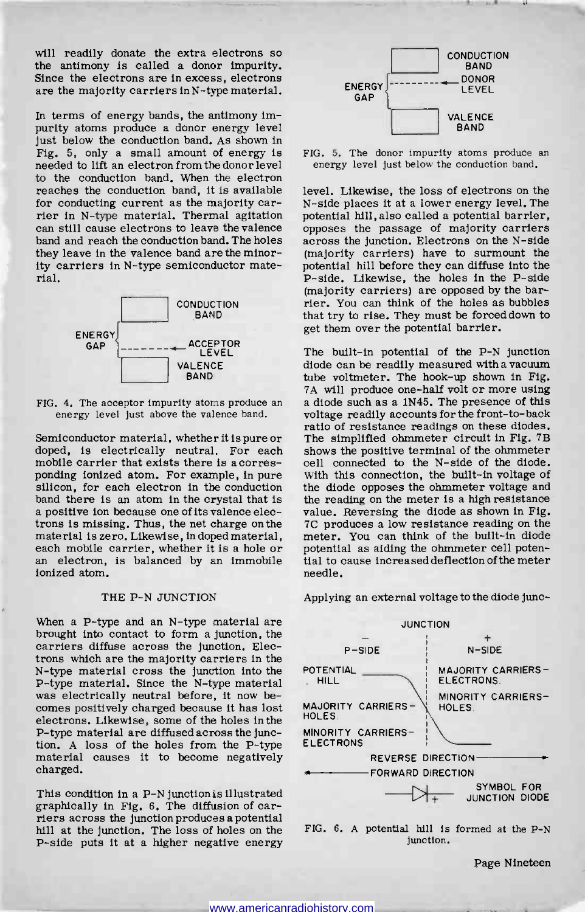will readily donate the extra electrons so the antimony is called a donor impurity. Since the electrons are in excess, electrons are the majority carriers in N-type material.

In terms of energy bands, the antimony impurity atoms produce a donor energy level just below the conduction band. As shown in Fig. 5, only a small amount of energy is needed to lift an electron from the donor level to the conduction band. When the electron reaches the conduction band, it is available for conducting current as the majority carrier in N-type material. Thermal agitation can still cause electrons to leave the valence band and reach the conduction band. The holes they leave in the valence band are the minority carriers in N-type semiconductor material.

FIG. 4. The acceptor impurity atoms produce an energy level just above the valence band.

Semiconductor material, whether it is pure or doped, is electrically neutral. For each mobile carrier that exists there is a corresponding ionized atom. For example, in pure silicon, for each electron in the conduction band there is an atom in the crystal that is a positive ion because one of its valence electrons is missing. Thus, the net charge on the material is zero. Likewise, in doped material, each mobile carrier, whether it is a hole or an electron, is balanced by an immobile ionized atom.

## THE P-N JUNCTION

When a P-type and an N-type material are brought into contact to form a junction, the carriers diffuse across the junction. Electrons which are the majority carriers in the N-type material cross the junction into the P-type material. Since the N-type material was electrically neutral before, it now becomes positively charged because it has lost electrons. Likewise, some of the holes in the P-type material are diffused across the junction. A loss of the holes from the P-type material causes it to become negatively charged.

This condition in a P-N junction is illustrated graphically in Fig. 6. The diffusion of carriers across the junction produces a potential hill at the junction. The loss of holes on the P-side puts it at a higher negative energy level. Likewise, the loss of electrons on the N-side places it at a lower energy level. The potential hill, also called a potential barrier, opposes the passage of majority carriers across the junction. Electrons on the N-side (majority carriers) have to surmount the potential hill before they can diffuse into the P-side. Likewise, the holes in the P-side (majority carriers) are opposed by the barrier. You can think of the holes as bubbles that try to rise. They must be forced down to get them over the potential barrier.

FIG. 5. The donor impurity atoms produce an energy level just below the conduction band.

The built-in potential of the P-N junction diode can be readily measured with a vacuum tube voltmeter. The hook-up shown in Fig. 7A will produce one-half volt or more using a diode such as a 1N45. The presence of this voltage readily accounts for the front-to-back ratio of resistance readings on these diodes. The simplified ohmmeter circuit in Fig. 7B shows the positive terminal of the ohmmeter cell connected to the N-side of the diode. With this connection, the built-in voltage of the diode opposes the ohmmeter voltage and the reading on the meter is a high resistance value. Reversing the diode as shown in Fig. 7C produces a low resistance reading on the meter. You can think of the built-in diode potential as aiding the ohmmeter cell potential to cause increased deflection of the meter needle.

Applying an external voltage to the diode junc-

FIG. 6. A potential hill is formed at the P-N junction.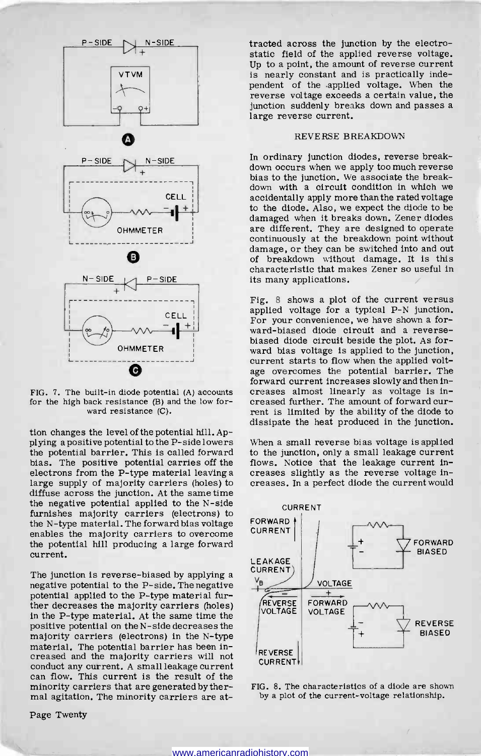FIG. 7. The built-in diode potential (A) accounts for the high back resistance (B) and the low forward resistance (C).

tion changes the level of the potential hill. Applying a positive potential to the P-side lowers the potential barrier. This is called forward bias. The positive potential carries off the electrons from the P-type material leaving a large supply of majority carriers (holes) to diffuse across the junction. At the same time the negative potential applied to the N-side furnishes majority carriers (electrons) to the N-type material. The forward bias voltage enables the majority carriers to overcome the potential hill producing a large forward current.

The junction is reverse-biased by applying a negative potential to the P-side. The negative potential applied to the P-type material further decreases the majority carriers (holes) in the P-type material. At the same time the positive potential on the N-side decreases the majority carriers (electrons) in the N-type material. The potential barrier has been increased and the majority carriers will not conduct any current. A small leakage current can flow. This current is the result of the minority carriers that are generated by thermal agitation. The minority carriers are attracted across the junction by the electrostatic field of the applied reverse voltage. Up to a point, the amount of reverse current is nearly constant and is practically independent of the applied voltage. When the reverse voltage exceeds a certain value, the junction suddenly breaks down and passes a large reverse current.

## REVERSE BREAKDOWN

In ordinary junction diodes, reverse breakdown occurs when we apply too much reverse bias to the junction. We associate the breakdown with a circuit condition in which we accidentally apply more than the rated voltage to the diode. Also, we expect the diode to be damaged when it breaks down. Zener diodes are different. They are designed to operate continuously at the breakdown point without damage, or they can be switched into and out of breakdown without damage. It is this characteristic that makes Zener so useful in its many applications.

Fig. 8 shows a plot of the current versus applied voltage for a typical P-N junction. For your convenience, we have shown a forward-biased diode circuit and a reverse-biased diode circuit beside the plot. As forward bias voltage is applied to the junction, current starts to flow when the applied voltage overcomes the potential barrier. The forward current increases slowly and then increases almost linearly as voltage is increased further. The amount of forward current is limited by the ability of the diode to dissipate the heat produced in the junction.

When a small reverse bias voltage is applied to the junction, only a small leakage current flows. Notice that the leakage current increases slightly as the reverse voltage increases. In a perfect diode the current would

FIG. 8. The characteristics of a diode are shown by a plot of the current-voltage relationship.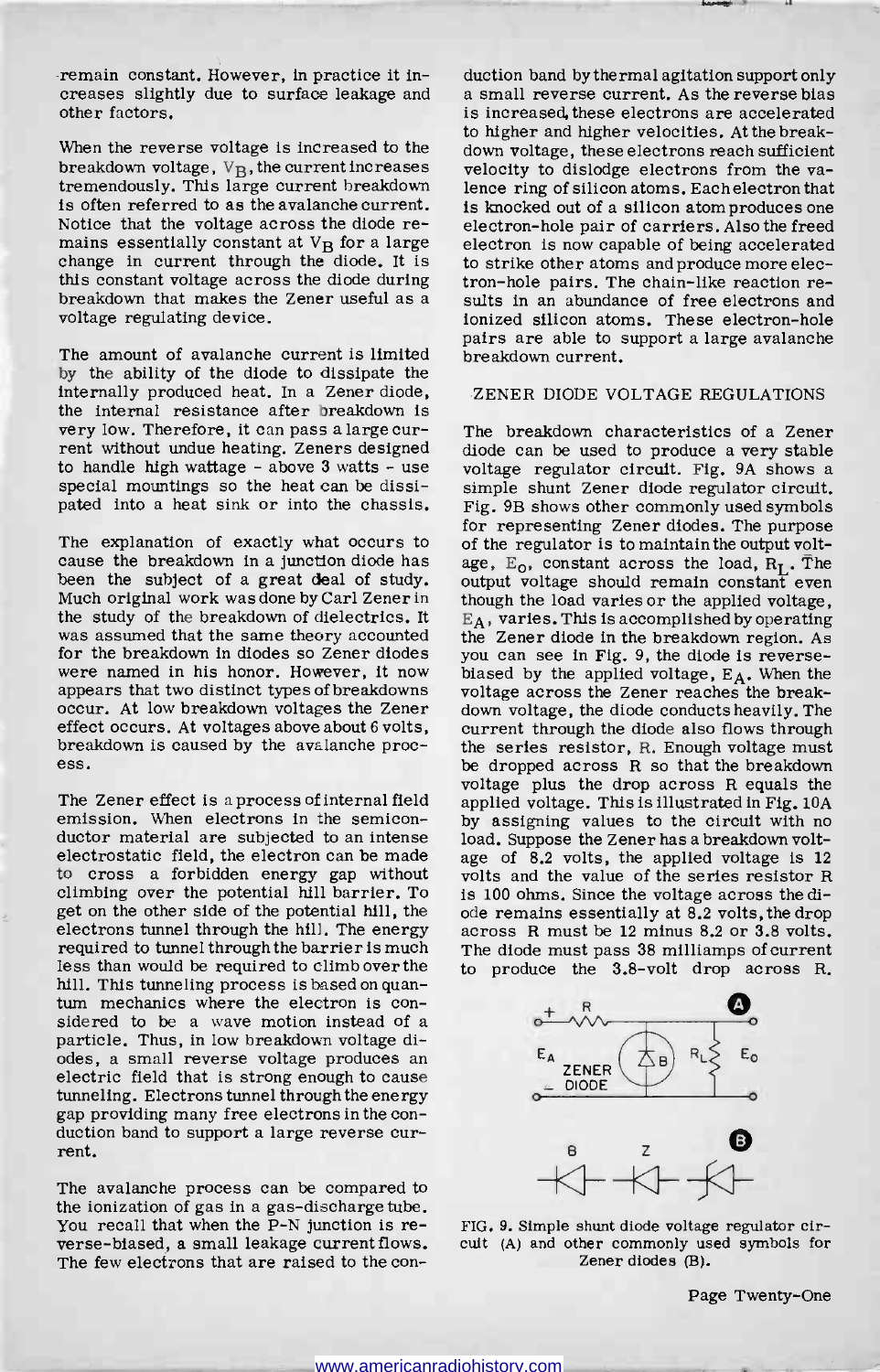remain constant. However, in practice it increases slightly due to surface leakage and other factors.

When the reverse voltage is increased to the breakdown voltage, $V_B$, the current increases tremendously. This large current breakdown is often referred to as the avalanche current. Notice that the voltage across the diode remains essentially constant at $V_B$ for a large change in current through the diode. It is this constant voltage across the diode during breakdown that makes the Zener useful as a voltage regulating device.

The amount of avalanche current is limited by the ability of the diode to dissipate the internally produced heat. In a Zener diode, the internal resistance after breakdown is very low. Therefore, it can pass a large current without undue heating. Zeners designed to handle high wattage - above 3 watts - use special mountings so the heat can be dissipated into a heat sink or into the chassis.

The explanation of exactly what occurs to cause the breakdown in a junction diode has been the subject of a great deal of study. Much original work was done by Carl Zener in the study of the breakdown of dielectrics. It was assumed that the same theory accounted for the breakdown in diodes so Zener diodes were named in his honor. However, it now appears that two distinct types of breakdowns occur. At low breakdown voltages the Zener effect occurs. At voltages above about 6 volts, breakdown is caused by the avalanche process.

The Zener effect is a process of internal field emission. When electrons in the semiconductor material are subjected to an intense electrostatic field, the electron can be made to cross a forbidden energy gap without climbing over the potential hill barrier. To get on the other side of the potential hill, the electrons tunnel through the hill. The energy required to tunnel through the barrier is much less than would be required to climb over the hill. This tunneling process is based on quantum mechanics where the electron is considered to be a wave motion instead of a particle. Thus, in low breakdown voltage diodes, a small reverse voltage produces an electric field that is strong enough to cause tunneling. Electrons tunnel through the energy gap providing many free electrons in the conduction band to support a large reverse current.

The avalanche process can be compared to the ionization of gas in a gas-discharge tube. You recall that when the P-N junction is reverse-biased, a small leakage current flows. The few electrons that are raised to the conduction band by thermal agitation support only a small reverse current. As the reverse bias is increased, these electrons are accelerated to higher and higher velocities. At the breakdown voltage, these electrons reach sufficient velocity to dislodge electrons from the valence ring of silicon atoms. Each electron that is knocked out of a silicon atom produces one electron-hole pair of carriers. Also the freed electron is now capable of being accelerated to strike other atoms and produce more electron-hole pairs. The chain-like reaction results in an abundance of free electrons and ionized silicon atoms. These electron-hole pairs are able to support a large avalanche breakdown current.

## ZENER DIODE VOLTAGE REGULATIONS

The breakdown characteristics of a Zener diode can be used to produce a very stable voltage regulator circuit. Fig. 9A shows a simple shunt Zener diode regulator circuit. Fig. 9B shows other commonly used symbols for representing Zener diodes. The purpose of the regulator is to maintain the output voltage, $E_o$, constant across the load, $R_L$. The output voltage should remain constant even though the load varies or the applied voltage, $E_A$, varies. This is accomplished by operating the Zener diode in the breakdown region. As you can see in Fig. 9, the diode is reverse-biased by the applied voltage, $E_A$. When the voltage across the Zener reaches the breakdown voltage, the diode conducts heavily. The current through the diode also flows through the series resistor, R. Enough voltage must be dropped across R so that the breakdown voltage plus the drop across R equals the applied voltage. This is illustrated in Fig. 10A by assigning values to the circuit with no load. Suppose the Zener has a breakdown voltage of 8.2 volts, the applied voltage is 12 volts and the value of the series resistor R is 100 ohms. Since the voltage across the diode remains essentially at 8.2 volts, the drop across R must be 12 minus 8.2 or 3.8 volts. The diode must pass 38 milliamps of current to produce the 3.8-volt drop across R.

FIG. 9. Simple shunt diode voltage regulator circuit (A) and other commonly used symbols for Zener diodes (B).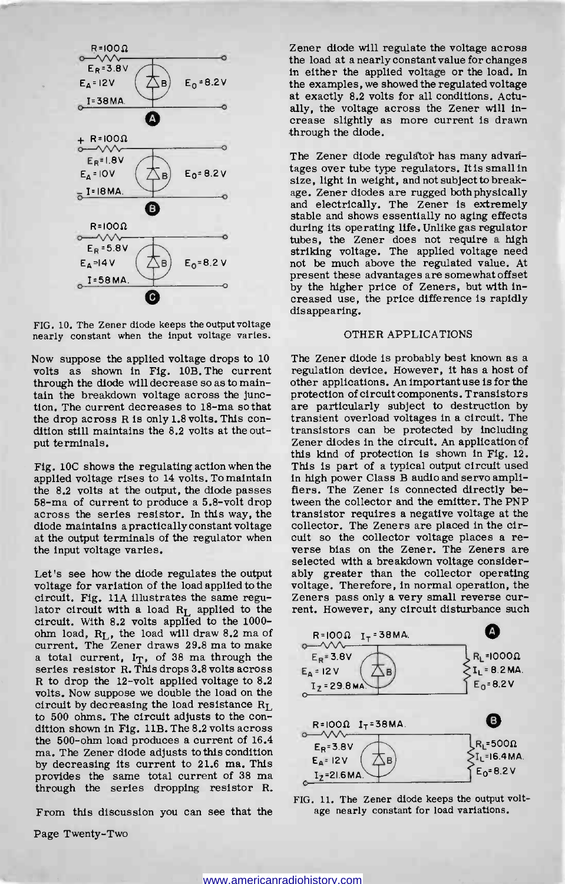FIG. 10. The Zener diode keeps the output voltage nearly constant when the input voltage varies.

Now suppose the applied voltage drops to 10 volts as shown in Fig. 10B. The current through the diode will decrease so as to maintain the breakdown voltage across the junction. The current decreases to 18-ma so that the drop across R is only 1.8 volts. This condition still maintains the 8.2 volts at the output terminals.

Fig. 10C shows the regulating action when the applied voltage rises to 14 volts. To maintain the 8.2 volts at the output, the diode passes 58-ma of current to produce a 5.8-volt drop across the series resistor. In this way, the diode maintains a practically constant voltage at the output terminals of the regulator when the input voltage varies.

Let's see how the diode regulates the output voltage for variation of the load applied to the circuit. Fig. 11A illustrates the same regulator circuit with a load $R_L$ applied to the circuit. With 8.2 volts applied to the 1000-ohm load, $R_L$, the load will draw 8.2 ma of current. The Zener draws 29.8 ma to make a total current, $I_T$, of 38 ma through the series resistor R. This drops 3.8 volts across R to drop the 12-volt applied voltage to 8.2 volts. Now suppose we double the load on the circuit by decreasing the load resistance $R_L$ to 500 ohms. The circuit adjusts to the condition shown in Fig. 11B. The 8.2 volts across the 500-ohm load produces a current of 16.4 ma. The Zener diode adjusts to this condition by decreasing its current to 21.6 ma. This provides the same total current of 38 ma through the series dropping resistor R.

From this discussion you can see that the Zener diode will regulate the voltage across the load at a nearly constant value for changes in either the applied voltage or the load. In the examples, we showed the regulated voltage at exactly 8.2 volts for all conditions. Actually, the voltage across the Zener will increase slightly as more current is drawn through the diode.

The Zener diode regulator has many advantages over tube type regulators. It is small in size, light in weight, and not subject to breakage. Zener diodes are rugged both physically and electrically. The Zener is extremely stable and shows essentially no aging effects during its operating life. Unlike gas regulator tubes, the Zener does not require a high striking voltage. The applied voltage need not be much above the regulated value. At present these advantages are somewhat offset by the higher price of Zeners, but with increased use, the price difference is rapidly disappearing.

## OTHER APPLICATIONS

The Zener diode is probably best known as a regulation device. However, it has a host of other applications. An important use is for the protection of circuit components. Transistors are particularly subject to destruction by transient overload voltages in a circuit. The transistors can be protected by including Zener diodes in the circuit. An application of this kind of protection is shown in Fig. 12. This is part of a typical output circuit used in high power Class B audio and servo amplifiers. The Zener is connected directly between the collector and the emitter. The PNP transistor requires a negative voltage at the collector. The Zeners are placed in the circuit so the collector voltage places a reverse bias on the Zener. The Zeners are selected with a breakdown voltage considerably greater than the collector operating voltage. Therefore, in normal operation, the Zeners pass only a very small reverse current. However, any circuit disturbance such

FIG. 11. The Zener diode keeps the output voltage nearly constant for load variations.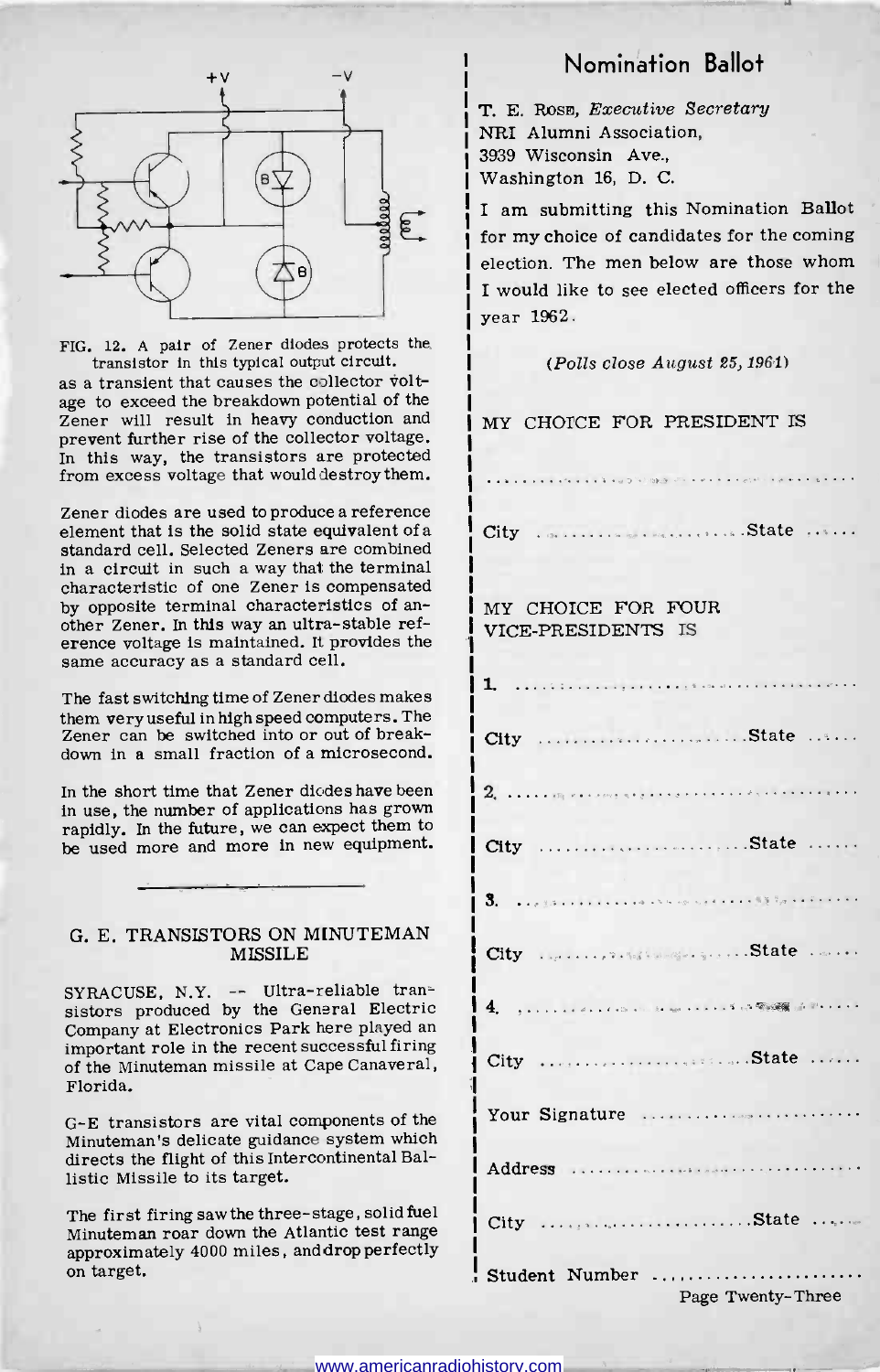FIG. 12. A pair of Zener diodes protects the transistor in this typical output circuit.

as a transient that causes the collector voltage to exceed the breakdown potential of the Zener will result in heavy conduction and prevent further rise of the collector voltage. In this way, the transistors are protected from excess voltage that would destroy them.

Zener diodes are used to produce a reference element that is the solid state equivalent of a standard cell. Selected Zeners are combined in a circuit in such a way that the terminal characteristic of one Zener is compensated by opposite terminal characteristics of another Zener. In this way an ultra-stable reference voltage is maintained. It provides the same accuracy as a standard cell.

The fast switching time of Zener diodes makes them very useful in high speed computers. The Zener can be switched into or out of breakdown in a small fraction of a microsecond.

In the short time that Zener diodes have been in use, the number of applications has grown rapidly. In the future, we can expect them to be used more and more in new equipment.

---

## G. E. TRANSISTORS ON MINUTEMAN MISSILE

SYRACUSE, N.Y. -- Ultra-reliable transistors produced by the General Electric Company at Electronics Park here played an important role in the recent successful firing of the Minuteman missile at Cape Canaveral, Florida.

G-E transistors are vital components of the Minuteman's delicate guidance system which directs the flight of this Intercontinental Ballistic Missile to its target.

The first firing saw the three-stage, solid fuel Minuteman roar down the Atlantic test range approximately 4000 miles, and drop perfectly on target.

## Nomination Ballot

T. E. Rose, *Executive Secretary*
NRI Alumni Association,
3939 Wisconsin Ave.,
Washington 16, D. C.

I am submitting this Nomination Ballot for my choice of candidates for the coming election. The men below are those whom I would like to see elected officers for the year 1962.

*(Polls close August 25, 1961)*

MY CHOICE FOR PRESIDENT IS

..............................................

City ........................State ......

MY CHOICE FOR FOUR VICE-PRESIDENTS IS

1. ..............................................

City ........................State ......

2. ..............................................

City ........................State ......

3. ..............................................

City ........................State ......

4. ..............................................

City ........................State ......

Your Signature ........................

Address ..................................

City ........................State ......

Student Number ......................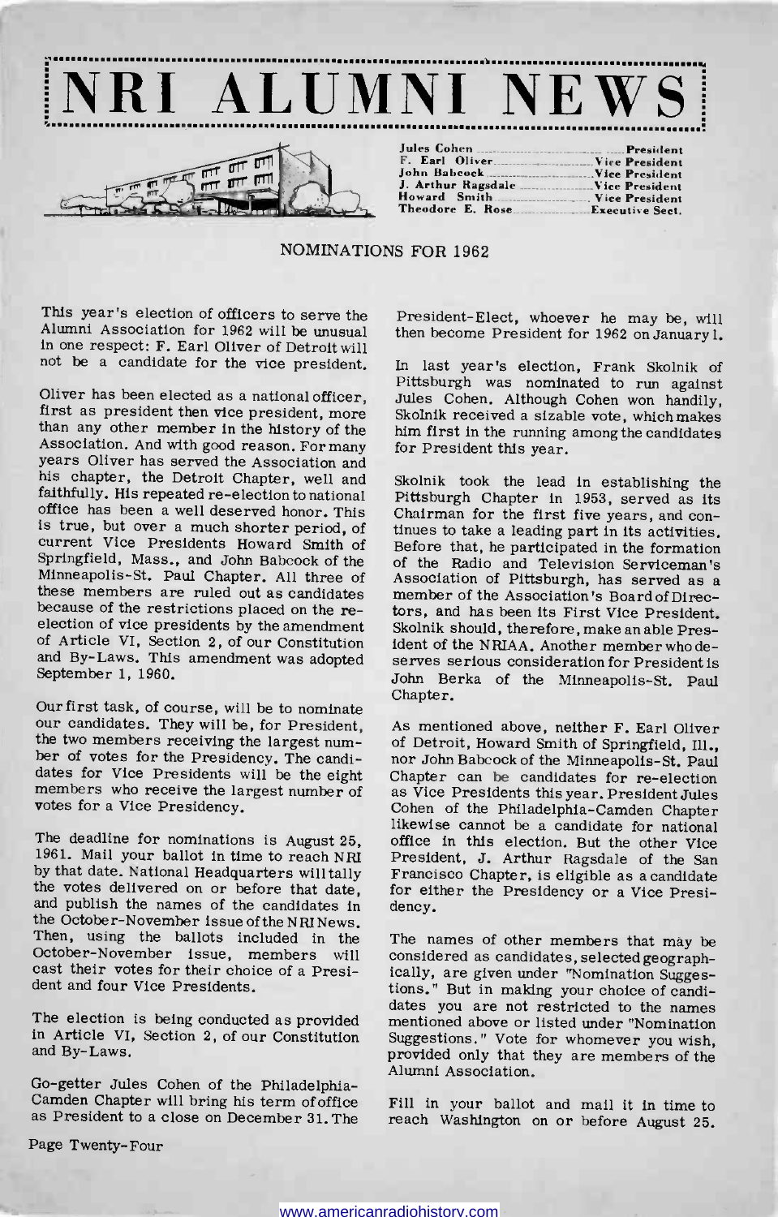# NRI ALUMNI NEWS

| | |
|---|---|
| Jules Cohen | President |
| F. Earl Oliver | Vice President |
| John Babcock | Vice President |
| J. Arthur Ragsdale | Vice President |
| Howard Smith | Vice President |
| Theodore E. Rose | Executive Sect. |

## NOMINATIONS FOR 1962

This year's election of officers to serve the Alumni Association for 1962 will be unusual in one respect: F. Earl Oliver of Detroit will not be a candidate for the vice president.

Oliver has been elected as a national officer, first as president then vice president, more than any other member in the history of the Association. And with good reason. For many years Oliver has served the Association and his chapter, the Detroit Chapter, well and faithfully. His repeated re-election to national office has been a well deserved honor. This is true, but over a much shorter period, of current Vice Presidents Howard Smith of Springfield, Mass., and John Babcock of the Minneapolis-St. Paul Chapter. All three of these members are ruled out as candidates because of the restrictions placed on the re-election of vice presidents by the amendment of Article VI, Section 2, of our Constitution and By-Laws. This amendment was adopted September 1, 1960.

Our first task, of course, will be to nominate our candidates. They will be, for President, the two members receiving the largest number of votes for the Presidency. The candidates for Vice Presidents will be the eight members who receive the largest number of votes for a Vice Presidency.

The deadline for nominations is August 25, 1961. Mail your ballot in time to reach NRI by that date. National Headquarters will tally the votes delivered on or before that date, and publish the names of the candidates in the October-November issue of the NRI News. Then, using the ballots included in the October-November issue, members will cast their votes for their choice of a President and four Vice Presidents.

The election is being conducted as provided in Article VI, Section 2, of our Constitution and By-Laws.

Go-getter Jules Cohen of the Philadelphia-Camden Chapter will bring his term of office as President to a close on December 31. The President-Elect, whoever he may be, will then become President for 1962 on January 1.

In last year's election, Frank Skolnik of Pittsburgh was nominated to run against Jules Cohen. Although Cohen won handily, Skolnik received a sizable vote, which makes him first in the running among the candidates for President this year.

Skolnik took the lead in establishing the Pittsburgh Chapter in 1953, served as its Chairman for the first five years, and continues to take a leading part in its activities. Before that, he participated in the formation of the Radio and Television Serviceman's Association of Pittsburgh, has served as a member of the Association's Board of Directors, and has been its First Vice President. Skolnik should, therefore, make an able President of the NRIAA. Another member who deserves serious consideration for President is John Berka of the Minneapolis-St. Paul Chapter.

As mentioned above, neither F. Earl Oliver of Detroit, Howard Smith of Springfield, Ill., nor John Babcock of the Minneapolis-St. Paul Chapter can be candidates for re-election as Vice Presidents this year. President Jules Cohen of the Philadelphia-Camden Chapter likewise cannot be a candidate for national office in this election. But the other Vice President, J. Arthur Ragsdale of the San Francisco Chapter, is eligible as a candidate for either the Presidency or a Vice Presidency.

The names of other members that may be considered as candidates, selected geographically, are given under "Nomination Suggestions." But in making your choice of candidates you are not restricted to the names mentioned above or listed under "Nomination Suggestions." Vote for whomever you wish, provided only that they are members of the Alumni Association.

Fill in your ballot and mail it in time to reach Washington on or before August 25.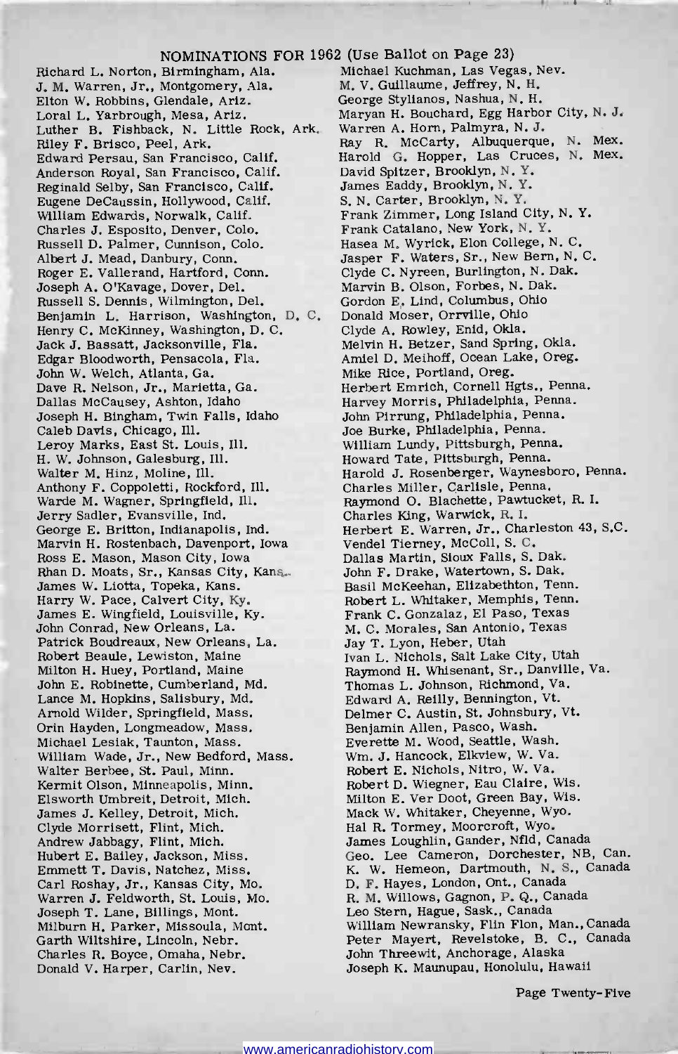## NOMINATIONS FOR 1962 (Use Ballot on Page 23)

Richard L. Norton, Birmingham, Ala.
J. M. Warren, Jr., Montgomery, Ala.
Elton W. Robbins, Glendale, Ariz.
Loral L. Yarbrough, Mesa, Ariz.
Luther B. Fishback, N. Little Rock, Ark.
Riley F. Brisco, Peel, Ark.
Edward Persau, San Francisco, Calif.
Anderson Royal, San Francisco, Calif.
Reginald Selby, San Francisco, Calif.
Eugene DeCaussin, Hollywood, Calif.
William Edwards, Norwalk, Calif.
Charles J. Esposito, Denver, Colo.
Russell D. Palmer, Cunnison, Colo.
Albert J. Mead, Danbury, Conn.
Roger E. Vallerand, Hartford, Conn.
Joseph A. O'Kavage, Dover, Del.
Russell S. Dennis, Wilmington, Del.
Benjamin L. Harrison, Washington, D. C.
Henry C. McKinney, Washington, D. C.
Jack J. Bassatt, Jacksonville, Fla.
Edgar Bloodworth, Pensacola, Fla.
John W. Welch, Atlanta, Ga.
Dave R. Nelson, Jr., Marietta, Ga.
Dallas McCausey, Ashton, Idaho
Joseph H. Bingham, Twin Falls, Idaho
Caleb Davis, Chicago, Ill.
Leroy Marks, East St. Louis, Ill.
H. W. Johnson, Galesburg, Ill.
Walter M. Hinz, Moline, Ill.
Anthony F. Coppoletti, Rockford, Ill.
Warde M. Wagner, Springfield, Ill.
Jerry Sadler, Evansville, Ind.
George E. Britton, Indianapolis, Ind.
Marvin H. Rostenbach, Davenport, Iowa
Ross E. Mason, Mason City, Iowa
Rhan D. Moats, Sr., Kansas City, Kans.
James W. Liotta, Topeka, Kans.
Harry W. Pace, Calvert City, Ky.
James E. Wingfield, Louisville, Ky.
John Conrad, New Orleans, La.
Patrick Boudreaux, New Orleans, La.
Robert Beaule, Lewiston, Maine
Milton H. Huey, Portland, Maine
John E. Robinette, Cumberland, Md.
Lance M. Hopkins, Salisbury, Md.
Arnold Wilder, Springfield, Mass.
Orin Hayden, Longmeadow, Mass.
Michael Lesiak, Taunton, Mass.
William Wade, Jr., New Bedford, Mass.
Walter Berbee, St. Paul, Minn.
Kermit Olson, Minneapolis, Minn.
Elsworth Umbreit, Detroit, Mich.
James J. Kelley, Detroit, Mich.
Clyde Morrisett, Flint, Mich.
Andrew Jabbagy, Flint, Mich.
Hubert E. Bailey, Jackson, Miss.
Emmett T. Davis, Natchez, Miss.
Carl Roshay, Jr., Kansas City, Mo.
Warren J. Feldworth, St. Louis, Mo.
Joseph T. Lane, Billings, Mont.
Milburn H. Parker, Missoula, Mont.
Garth Wiltshire, Lincoln, Nebr.
Charles R. Boyce, Omaha, Nebr.
Donald V. Harper, Carlin, Nev.
Michael Kuchman, Las Vegas, Nev.
M. V. Guillaume, Jeffrey, N. H.
George Stylianos, Nashua, N. H.
Maryan H. Bouchard, Egg Harbor City, N. J.
Warren A. Horn, Palmyra, N. J.
Ray R. McCarty, Albuquerque, N. Mex.
Harold G. Hopper, Las Cruces, N. Mex.
David Spitzer, Brooklyn, N. Y.
James Eaddy, Brooklyn, N. Y.
S. N. Carter, Brooklyn, N. Y.
Frank Zimmer, Long Island City, N. Y.
Frank Catalano, New York, N. Y.
Hasea M. Wyrick, Elon College, N. C.
Jasper F. Waters, Sr., New Bern, N. C.
Clyde C. Nyreen, Burlington, N. Dak.
Marvin B. Olson, Forbes, N. Dak.
Gordon E. Lind, Columbus, Ohio
Donald Moser, Orrville, Ohio
Clyde A. Rowley, Enid, Okla.
Melvin H. Betzer, Sand Spring, Okla.
Amiel D. Meihoff, Ocean Lake, Oreg.
Mike Rice, Portland, Oreg.
Herbert Emrich, Cornell Hgts., Penna.
Harvey Morris, Philadelphia, Penna.
John Pirrung, Philadelphia, Penna.
Joe Burke, Philadelphia, Penna.
William Lundy, Pittsburgh, Penna.
Howard Tate, Pittsburgh, Penna.
Harold J. Rosenberger, Waynesboro, Penna.
Charles Miller, Carlisle, Penna.
Raymond O. Blachette, Pawtucket, R. I.
Charles King, Warwick, R. I.
Herbert E. Warren, Jr., Charleston 43, S.C.
Vendel Tierney, McColl, S. C.
Dallas Martin, Sioux Falls, S. Dak.
John F. Drake, Watertown, S. Dak.
Basil McKeehan, Elizabethton, Tenn.
Robert L. Whitaker, Memphis, Tenn.
Frank C. Gonzalaz, El Paso, Texas
M. C. Morales, San Antonio, Texas
Jay T. Lyon, Heber, Utah
Ivan L. Nichols, Salt Lake City, Utah
Raymond H. Whisenant, Sr., Danville, Va.
Thomas L. Johnson, Richmond, Va.
Edward A. Reilly, Bennington, Vt.
Delmer C. Austin, St. Johnsbury, Vt.
Benjamin Allen, Pasco, Wash.
Everette M. Wood, Seattle, Wash.
Wm. J. Hancock, Elkview, W. Va.
Robert E. Nichols, Nitro, W. Va.
Robert D. Wiegner, Eau Claire, Wis.
Milton E. Ver Doot, Green Bay, Wis.
Mack W. Whitaker, Cheyenne, Wyo.
Hal R. Tormey, Moorcroft, Wyo.
James Loughlin, Gander, Nfld, Canada
Geo. Lee Cameron, Dorchester, NB, Can.
K. W. Hemeon, Dartmouth, N. S., Canada
D. F. Hayes, London, Ont., Canada
R. M. Willows, Gagnon, P. Q., Canada
Leo Stern, Hague, Sask., Canada
William Newransky, Flin Flon, Man., Canada
Peter Mayert, Revelstoke, B. C., Canada
John Threewit, Anchorage, Alaska
Joseph K. Maunupau, Honolulu, Hawaii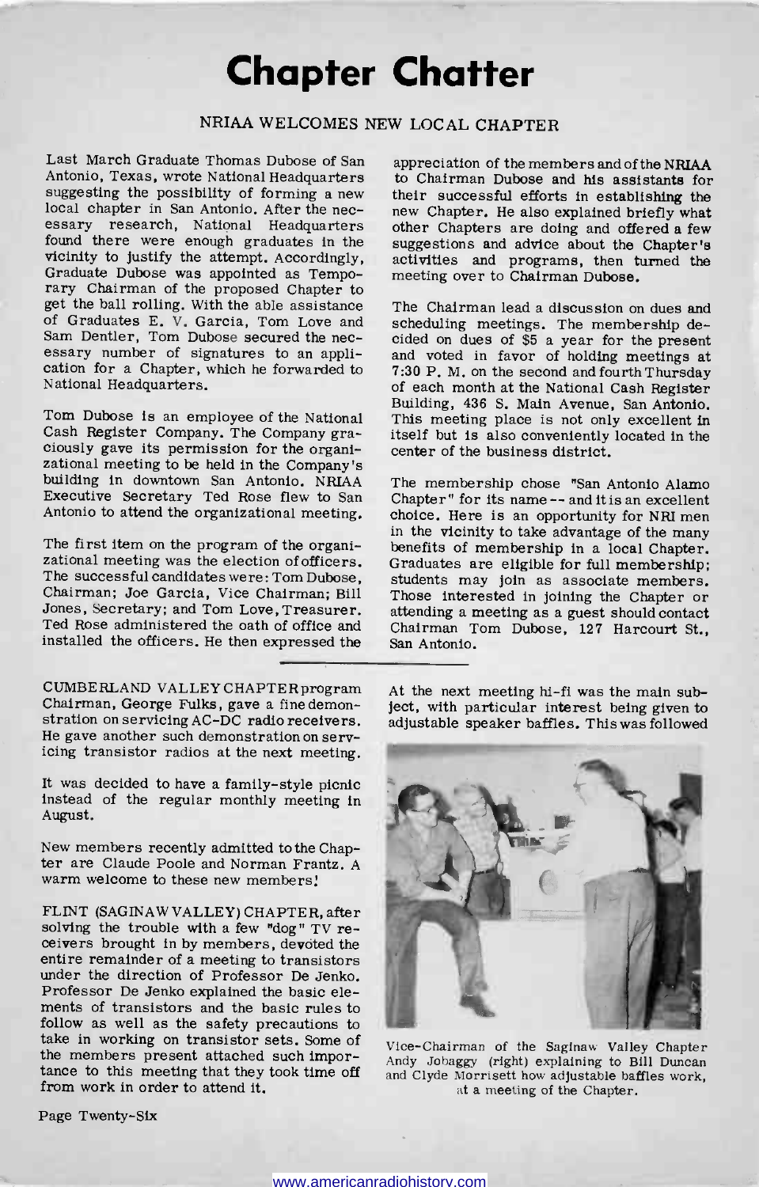# Chapter Chatter

## NRIAA WELCOMES NEW LOCAL CHAPTER

Last March Graduate Thomas Dubose of San Antonio, Texas, wrote National Headquarters suggesting the possibility of forming a new local chapter in San Antonio. After the necessary research, National Headquarters found there were enough graduates in the vicinity to justify the attempt. Accordingly, Graduate Dubose was appointed as Temporary Chairman of the proposed Chapter to get the ball rolling. With the able assistance of Graduates E. V. Garcia, Tom Love and Sam Dentler, Tom Dubose secured the necessary number of signatures to an application for a Chapter, which he forwarded to National Headquarters.

Tom Dubose is an employee of the National Cash Register Company. The Company graciously gave its permission for the organizational meeting to be held in the Company's building in downtown San Antonio. NRIAA Executive Secretary Ted Rose flew to San Antonio to attend the organizational meeting.

The first item on the program of the organizational meeting was the election of officers. The successful candidates were: Tom Dubose, Chairman; Joe Garcia, Vice Chairman; Bill Jones, Secretary; and Tom Love, Treasurer. Ted Rose administered the oath of office and installed the officers. He then expressed the appreciation of the members and of the NRIAA to Chairman Dubose and his assistants for their successful efforts in establishing the new Chapter. He also explained briefly what other Chapters are doing and offered a few suggestions and advice about the Chapter's activities and programs, then turned the meeting over to Chairman Dubose.

The Chairman lead a discussion on dues and scheduling meetings. The membership decided on dues of $5 a year for the present and voted in favor of holding meetings at 7:30 P. M. on the second and fourth Thursday of each month at the National Cash Register Building, 436 S. Main Avenue, San Antonio. This meeting place is not only excellent in itself but is also conveniently located in the center of the business district.

The membership chose "San Antonio Alamo Chapter" for its name -- and it is an excellent choice. Here is an opportunity for NRI men in the vicinity to take advantage of the many benefits of membership in a local Chapter. Graduates are eligible for full membership; students may join as associate members. Those interested in joining the Chapter or attending a meeting as a guest should contact Chairman Tom Dubose, 127 Harcourt St., San Antonio.

---

CUMBERLAND VALLEY CHAPTER program Chairman, George Fulks, gave a fine demonstration on servicing AC-DC radio receivers. He gave another such demonstration on servicing transistor radios at the next meeting.

It was decided to have a family-style picnic instead of the regular monthly meeting in August.

New members recently admitted to the Chapter are Claude Poole and Norman Frantz. A warm welcome to these new members!

FLINT (SAGINAW VALLEY) CHAPTER, after solving the trouble with a few "dog" TV receivers brought in by members, devoted the entire remainder of a meeting to transistors under the direction of Professor De Jenko. Professor De Jenko explained the basic elements of transistors and the basic rules to follow as well as the safety precautions to take in working on transistor sets. Some of the members present attached such importance to this meeting that they took time off from work in order to attend it.

At the next meeting hi-fi was the main subject, with particular interest being given to adjustable speaker baffles. This was followed

Vice-Chairman of the Saginaw Valley Chapter Andy Jobaggy (right) explaining to Bill Duncan and Clyde Morrisett how adjustable baffles work, at a meeting of the Chapter.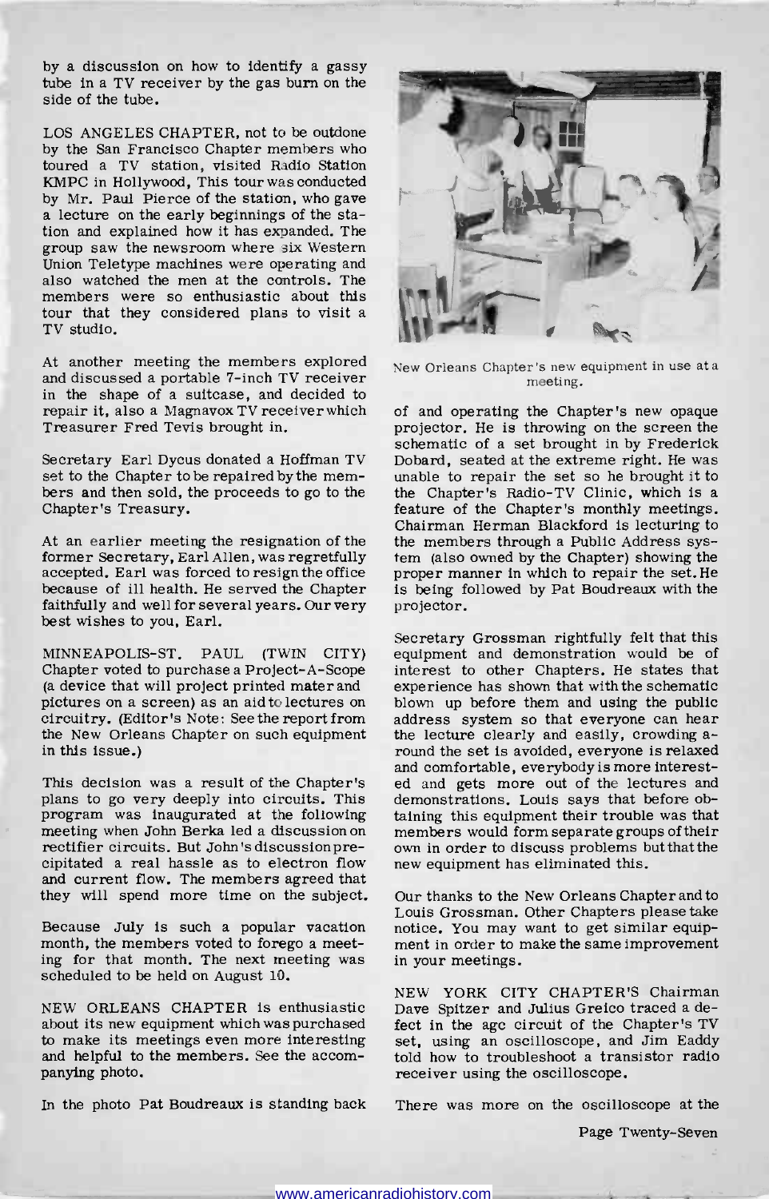by a discussion on how to identify a gassy tube in a TV receiver by the gas burn on the side of the tube.

LOS ANGELES CHAPTER, not to be outdone by the San Francisco Chapter members who toured a TV station, visited Radio Station KMPC in Hollywood, This tour was conducted by Mr. Paul Pierce of the station, who gave a lecture on the early beginnings of the station and explained how it has expanded. The group saw the newsroom where six Western Union Teletype machines were operating and also watched the men at the controls. The members were so enthusiastic about this tour that they considered plans to visit a TV studio.

At another meeting the members explored and discussed a portable 7-inch TV receiver in the shape of a suitcase, and decided to repair it, also a Magnavox TV receiver which Treasurer Fred Tevis brought in.

Secretary Earl Dycus donated a Hoffman TV set to the Chapter to be repaired by the members and then sold, the proceeds to go to the Chapter's Treasury.

At an earlier meeting the resignation of the former Secretary, Earl Allen, was regretfully accepted. Earl was forced to resign the office because of ill health. He served the Chapter faithfully and well for several years. Our very best wishes to you, Earl.

MINNEAPOLIS-ST. PAUL (TWIN CITY) Chapter voted to purchase a Project-A-Scope (a device that will project printed mater and pictures on a screen) as an aid to lectures on circuitry. (Editor's Note: See the report from the New Orleans Chapter on such equipment in this issue.)

This decision was a result of the Chapter's plans to go very deeply into circuits. This program was inaugurated at the following meeting when John Berka led a discussion on rectifier circuits. But John's discussion precipitated a real hassle as to electron flow and current flow. The members agreed that they will spend more time on the subject.

Because July is such a popular vacation month, the members voted to forego a meeting for that month. The next meeting was scheduled to be held on August 10.

NEW ORLEANS CHAPTER is enthusiastic about its new equipment which was purchased to make its meetings even more interesting and helpful to the members. See the accompanying photo.

New Orleans Chapter's new equipment in use at a meeting.

In the photo Pat Boudreaux is standing back of and operating the Chapter's new opaque projector. He is throwing on the screen the schematic of a set brought in by Frederick Dobard, seated at the extreme right. He was unable to repair the set so he brought it to the Chapter's Radio-TV Clinic, which is a feature of the Chapter's monthly meetings. Chairman Herman Blackford is lecturing to the members through a Public Address system (also owned by the Chapter) showing the proper manner in which to repair the set. He is being followed by Pat Boudreaux with the projector.

Secretary Grossman rightfully felt that this equipment and demonstration would be of interest to other Chapters. He states that experience has shown that with the schematic blown up before them and using the public address system so that everyone can hear the lecture clearly and easily, crowding around the set is avoided, everyone is relaxed and comfortable, everybody is more interested and gets more out of the lectures and demonstrations. Louis says that before obtaining this equipment their trouble was that members would form separate groups of their own in order to discuss problems but that the new equipment has eliminated this.

Our thanks to the New Orleans Chapter and to Louis Grossman. Other Chapters please take notice. You may want to get similar equipment in order to make the same improvement in your meetings.

NEW YORK CITY CHAPTER'S Chairman Dave Spitzer and Julius Greico traced a defect in the agc circuit of the Chapter's TV set, using an oscilloscope, and Jim Eaddy told how to troubleshoot a transistor radio receiver using the oscilloscope.

There was more on the oscilloscope at the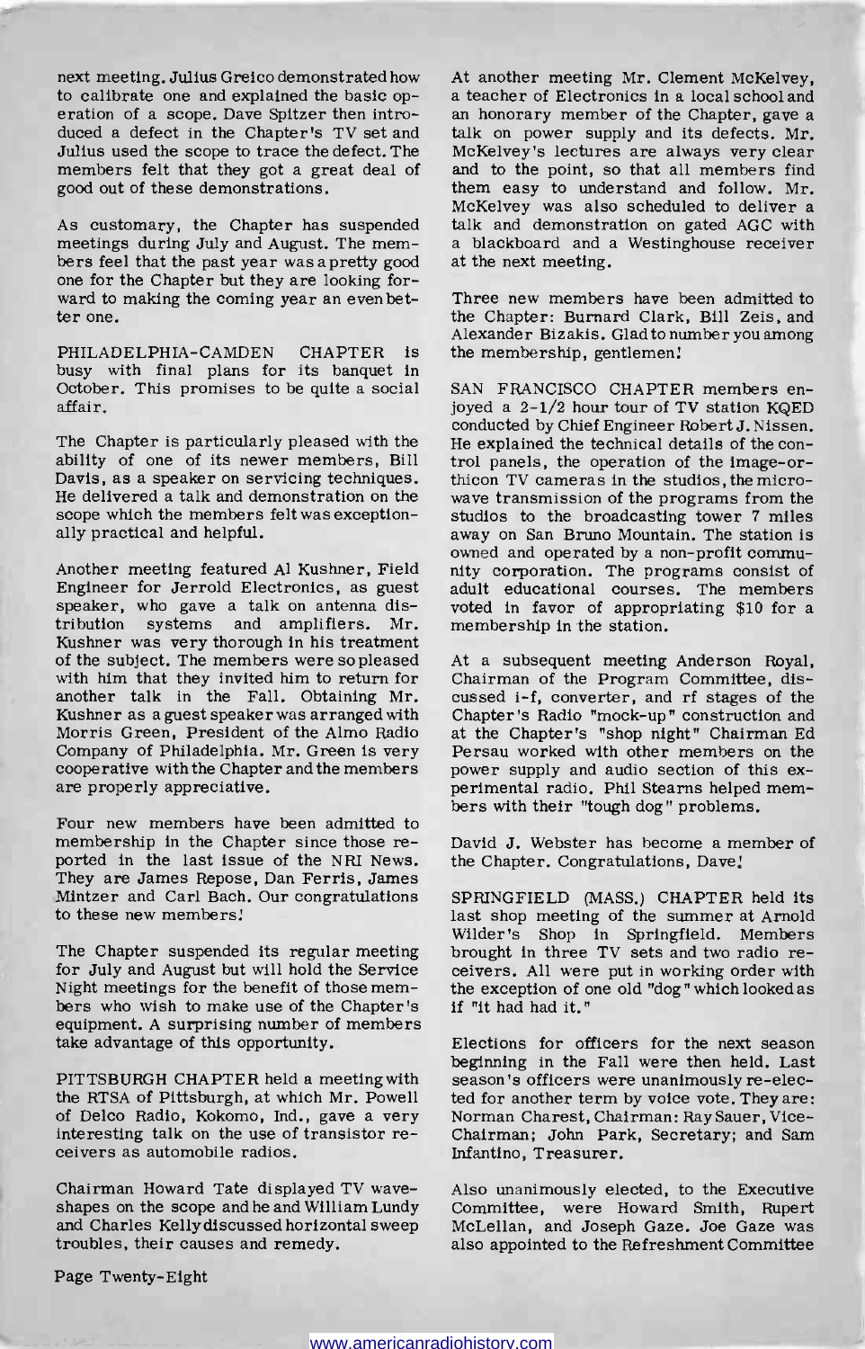next meeting. Julius Greico demonstrated how to calibrate one and explained the basic operation of a scope. Dave Spitzer then introduced a defect in the Chapter's TV set and Julius used the scope to trace the defect. The members felt that they got a great deal of good out of these demonstrations.

As customary, the Chapter has suspended meetings during July and August. The members feel that the past year was a pretty good one for the Chapter but they are looking forward to making the coming year an even better one.

PHILADELPHIA-CAMDEN CHAPTER is busy with final plans for its banquet in October. This promises to be quite a social affair.

The Chapter is particularly pleased with the ability of one of its newer members, Bill Davis, as a speaker on servicing techniques. He delivered a talk and demonstration on the scope which the members felt was exceptionally practical and helpful.

Another meeting featured Al Kushner, Field Engineer for Jerrold Electronics, as guest speaker, who gave a talk on antenna distribution systems and amplifiers. Mr. Kushner was very thorough in his treatment of the subject. The members were so pleased with him that they invited him to return for another talk in the Fall. Obtaining Mr. Kushner as a guest speaker was arranged with Morris Green, President of the Almo Radio Company of Philadelphia. Mr. Green is very cooperative with the Chapter and the members are properly appreciative.

Four new members have been admitted to membership in the Chapter since those reported in the last issue of the NRI News. They are James Repose, Dan Ferris, James Mintzer and Carl Bach. Our congratulations to these new members!

The Chapter suspended its regular meeting for July and August but will hold the Service Night meetings for the benefit of those members who wish to make use of the Chapter's equipment. A surprising number of members take advantage of this opportunity.

PITTSBURGH CHAPTER held a meeting with the RTSA of Pittsburgh, at which Mr. Powell of Delco Radio, Kokomo, Ind., gave a very interesting talk on the use of transistor receivers as automobile radios.

Chairman Howard Tate displayed TV waveshapes on the scope and he and William Lundy and Charles Kelly discussed horizontal sweep troubles, their causes and remedy.

At another meeting Mr. Clement McKelvey, a teacher of Electronics in a local school and an honorary member of the Chapter, gave a talk on power supply and its defects. Mr. McKelvey's lectures are always very clear and to the point, so that all members find them easy to understand and follow. Mr. McKelvey was also scheduled to deliver a talk and demonstration on gated AGC with a blackboard and a Westinghouse receiver at the next meeting.

Three new members have been admitted to the Chapter: Burnard Clark, Bill Zeis, and Alexander Bizakis. Glad to number you among the membership, gentlemen!

SAN FRANCISCO CHAPTER members enjoyed a 2-1/2 hour tour of TV station KQED conducted by Chief Engineer Robert J. Nissen. He explained the technical details of the control panels, the operation of the image-orthicon TV cameras in the studios, the microwave transmission of the programs from the studios to the broadcasting tower 7 miles away on San Bruno Mountain. The station is owned and operated by a non-profit community corporation. The programs consist of adult educational courses. The members voted in favor of appropriating $10 for a membership in the station.

At a subsequent meeting Anderson Royal, Chairman of the Program Committee, discussed i-f, converter, and rf stages of the Chapter's Radio "mock-up" construction and at the Chapter's "shop night" Chairman Ed Persau worked with other members on the power supply and audio section of this experimental radio. Phil Stearns helped members with their "tough dog" problems.

David J. Webster has become a member of the Chapter. Congratulations, Dave!

SPRINGFIELD (MASS.) CHAPTER held its last shop meeting of the summer at Arnold Wilder's Shop in Springfield. Members brought in three TV sets and two radio receivers. All were put in working order with the exception of one old "dog" which looked as if "it had had it."

Elections for officers for the next season beginning in the Fall were then held. Last season's officers were unanimously re-elected for another term by voice vote. They are: Norman Charest, Chairman: Ray Sauer, Vice-Chairman; John Park, Secretary; and Sam Infantino, Treasurer.

Also unanimously elected, to the Executive Committee, were Howard Smith, Rupert McLellan, and Joseph Gaze. Joe Gaze was also appointed to the Refreshment Committee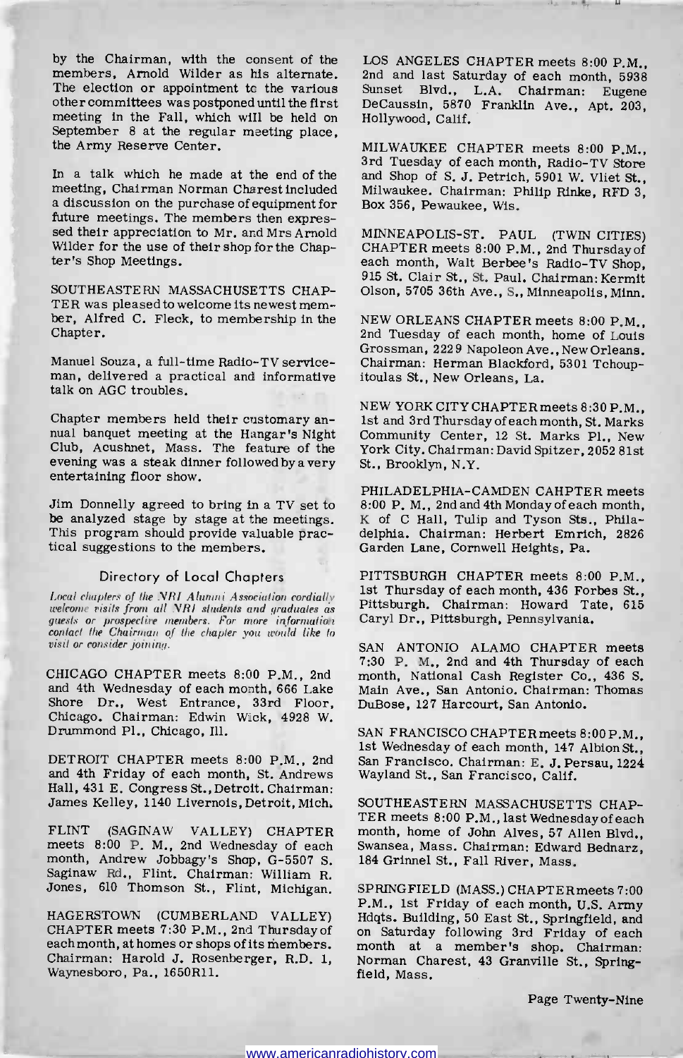by the Chairman, with the consent of the members, Arnold Wilder as his alternate. The election or appointment to the various other committees was postponed until the first meeting in the Fall, which will be held on September 8 at the regular meeting place, the Army Reserve Center.

In a talk which he made at the end of the meeting, Chairman Norman Charest included a discussion on the purchase of equipment for future meetings. The members then expressed their appreciation to Mr. and Mrs Arnold Wilder for the use of their shop for the Chapter's Shop Meetings.

SOUTHEASTERN MASSACHUSETTS CHAPTER was pleased to welcome its newest member, Alfred C. Fleck, to membership in the Chapter.

Manuel Souza, a full-time Radio-TV serviceman, delivered a practical and informative talk on AGC troubles.

Chapter members held their customary annual banquet meeting at the Hangar's Night Club, Acushnet, Mass. The feature of the evening was a steak dinner followed by a very entertaining floor show.

Jim Donnelly agreed to bring in a TV set to be analyzed stage by stage at the meetings. This program should provide valuable practical suggestions to the members.

## Directory of Local Chapters

*Local chapters of the NRI Alumni Association cordially welcome visits from all NRI students and graduates as guests or prospective members. For more information contact the Chairman of the chapter you would like to visit or consider joining.*

CHICAGO CHAPTER meets 8:00 P.M., 2nd and 4th Wednesday of each month, 666 Lake Shore Dr., West Entrance, 33rd Floor, Chicago. Chairman: Edwin Wick, 4928 W. Drummond Pl., Chicago, Ill.

DETROIT CHAPTER meets 8:00 P.M., 2nd and 4th Friday of each month, St. Andrews Hall, 431 E. Congress St., Detroit. Chairman: James Kelley, 1140 Livernois, Detroit, Mich.

FLINT (SAGINAW VALLEY) CHAPTER meets 8:00 P. M., 2nd Wednesday of each month, Andrew Jobbagy's Shop, G-5507 S. Saginaw Rd., Flint. Chairman: William R. Jones, 610 Thomson St., Flint, Michigan.

HAGERSTOWN (CUMBERLAND VALLEY) CHAPTER meets 7:30 P.M., 2nd Thursday of each month, at homes or shops of its members. Chairman: Harold J. Rosenberger, R.D. 1, Waynesboro, Pa., 1650R11.

LOS ANGELES CHAPTER meets 8:00 P.M., 2nd and last Saturday of each month, 5938 Sunset Blvd., L.A. Chairman: Eugene DeCaussin, 5870 Franklin Ave., Apt. 203, Hollywood, Calif.

MILWAUKEE CHAPTER meets 8:00 P.M., 3rd Tuesday of each month, Radio-TV Store and Shop of S. J. Petrich, 5901 W. Vliet St., Milwaukee. Chairman: Philip Rinke, RFD 3, Box 356, Pewaukee, Wis.

MINNEAPOLIS-ST. PAUL (TWIN CITIES) CHAPTER meets 8:00 P.M., 2nd Thursday of each month, Walt Berbee's Radio-TV Shop, 915 St. Clair St., St. Paul. Chairman: Kermit Olson, 5705 36th Ave., S., Minneapolis, Minn.

NEW ORLEANS CHAPTER meets 8:00 P.M., 2nd Tuesday of each month, home of Louis Grossman, 2229 Napoleon Ave., New Orleans. Chairman: Herman Blackford, 5301 Tchoupitoulas St., New Orleans, La.

NEW YORK CITY CHAPTER meets 8:30 P.M., 1st and 3rd Thursday of each month, St. Marks Community Center, 12 St. Marks Pl., New York City. Chairman: David Spitzer, 2052 81st St., Brooklyn, N.Y.

PHILADELPHIA-CAMDEN CAHPTER meets 8:00 P. M., 2nd and 4th Monday of each month, K of C Hall, Tulip and Tyson Sts., Philadelphia. Chairman: Herbert Emrich, 2826 Garden Lane, Cornwell Heights, Pa.

PITTSBURGH CHAPTER meets 8:00 P.M., 1st Thursday of each month, 436 Forbes St., Pittsburgh. Chairman: Howard Tate, 615 Caryl Dr., Pittsburgh, Pennsylvania.

SAN ANTONIO ALAMO CHAPTER meets 7:30 P. M., 2nd and 4th Thursday of each month, National Cash Register Co., 436 S. Main Ave., San Antonio. Chairman: Thomas DuBose, 127 Harcourt, San Antonio.

SAN FRANCISCO CHAPTER meets 8:00 P.M., 1st Wednesday of each month, 147 Albion St., San Francisco. Chairman: E. J. Persau, 1224 Wayland St., San Francisco, Calif.

SOUTHEASTERN MASSACHUSETTS CHAPTER meets 8:00 P.M., last Wednesday of each month, home of John Alves, 57 Allen Blvd., Swansea, Mass. Chairman: Edward Bednarz, 184 Grinnel St., Fall River, Mass.

SPRINGFIELD (MASS.) CHAPTER meets 7:00 P.M., 1st Friday of each month, U.S. Army Hdqts. Building, 50 East St., Springfield, and on Saturday following 3rd Friday of each month at a member's shop. Chairman: Norman Charest, 43 Granville St., Springfield, Mass.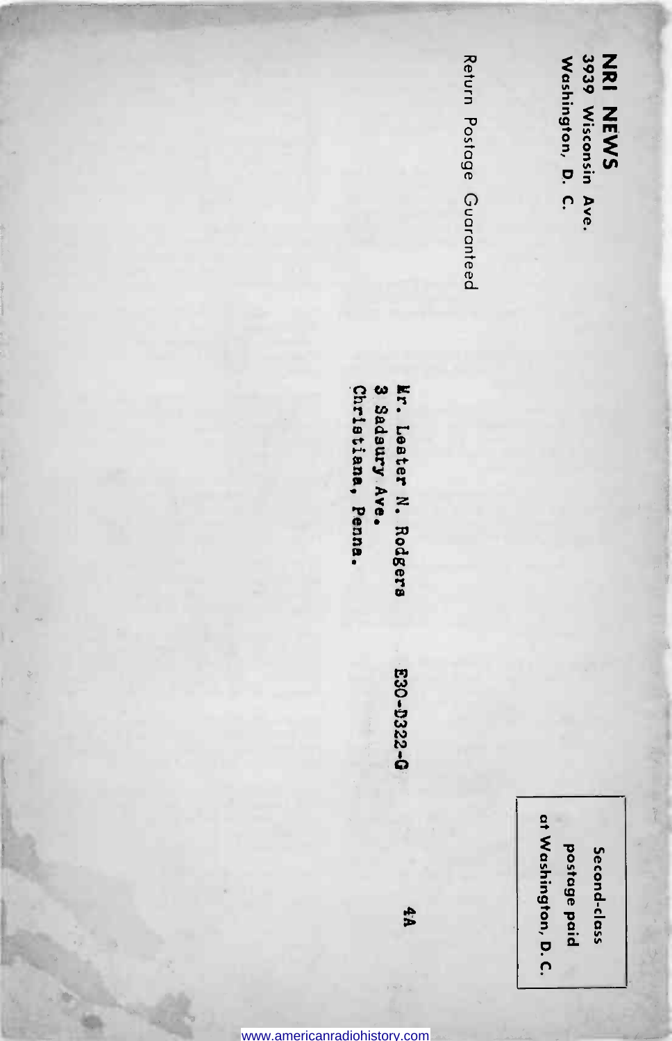**NRI NEWS**
3939 Wisconsin Ave.
Washington, D. C.

Return Postage Guaranteed

Second-class
postage paid
at Washington, D. C.

Mr. Lester N. Rodgers E30-D322-G 4A
3 Sadsury Ave.
Christiana, Penna.